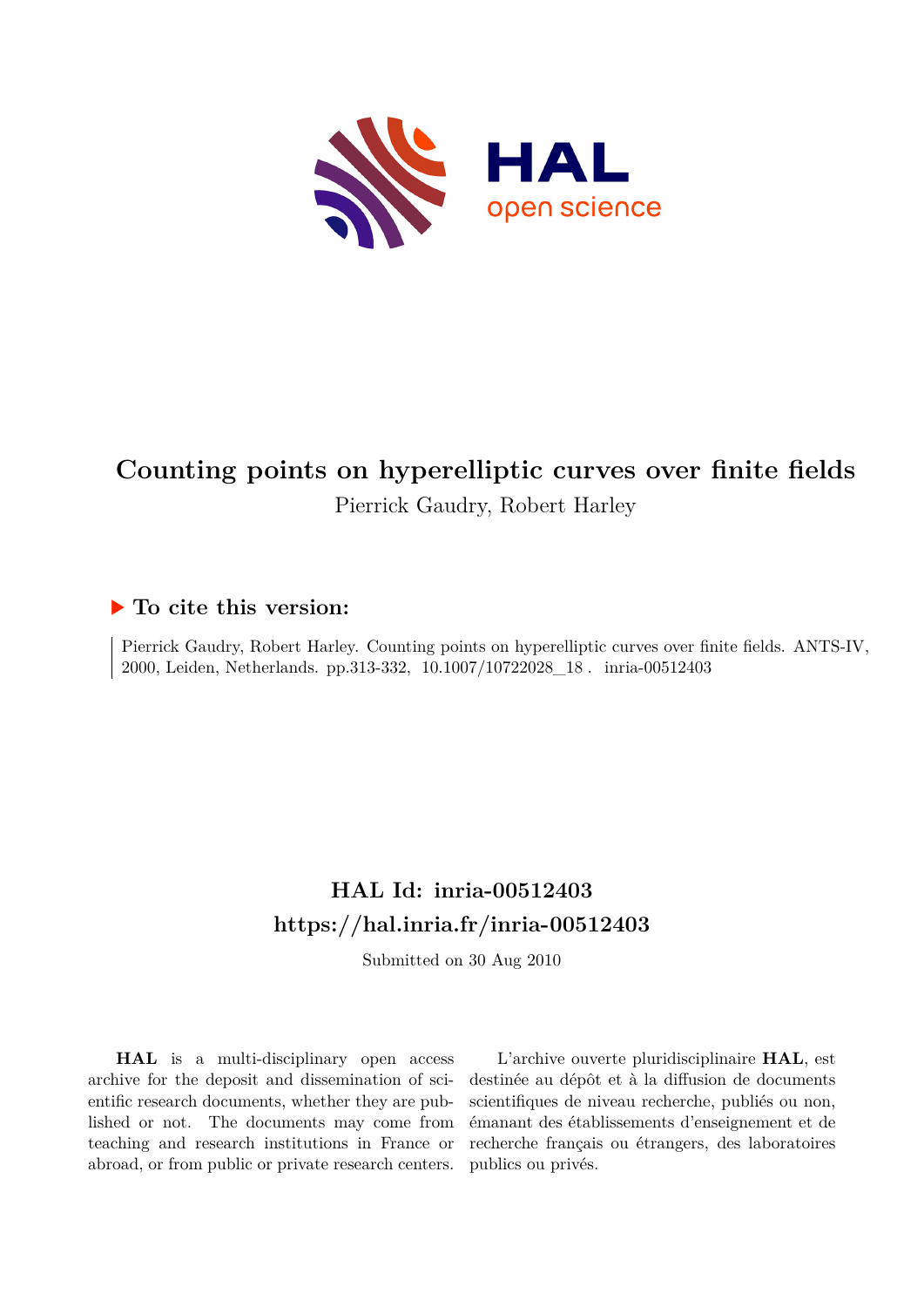# Counting points on hyperelliptic curves over finite fields

Pierrick Gaudry, Robert Harley

## To cite this version:

Pierrick Gaudry, Robert Harley. Counting points on hyperelliptic curves over finite fields. ANTS-IV, 2000, Leiden, Netherlands. pp.313-332, 10.1007/10722028_18. inria-00512403

## HAL Id: inria-00512403

## https://hal.inria.fr/inria-00512403

Submitted on 30 Aug 2010

**HAL** is a multi-disciplinary open access archive for the deposit and dissemination of scientific research documents, whether they are published or not. The documents may come from teaching and research institutions in France or abroad, or from public or private research centers.

L'archive ouverte pluridisciplinaire **HAL**, est destinée au dépôt et à la diffusion de documents scientifiques de niveau recherche, publiés ou non, émanant des établissements d'enseignement et de recherche français ou étrangers, des laboratoires publics ou privés.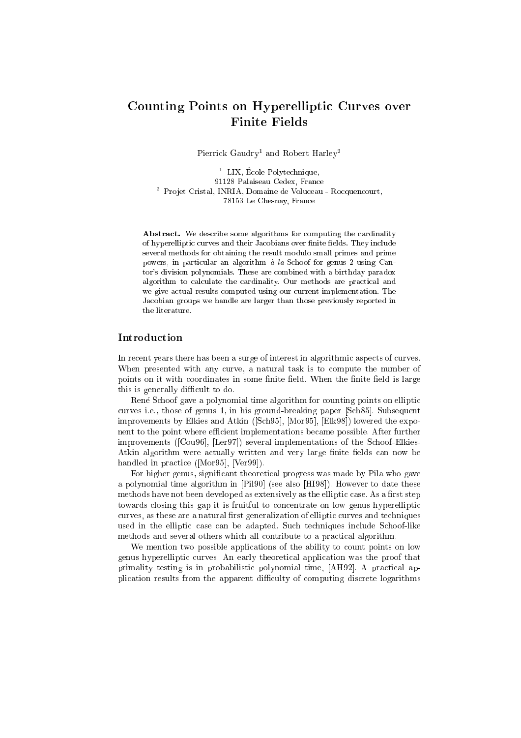# Counting Points on Hyperelliptic Curves over Finite Fields

Pierrick Gaudry[1] and Robert Harley[2]

[1] LIX, École Polytechnique,
91128 Palaiseau Cedex, France
[2] Projet Cristal, INRIA, Domaine de Voluceau - Rocquencourt,
78153 Le Chesnay, France

**Abstract.** We describe some algorithms for computing the cardinality of hyperelliptic curves and their Jacobians over finite fields. They include several methods for obtaining the result modulo small primes and prime powers, in particular an algorithm *à la* Schoof for genus 2 using Cantor's division polynomials. These are combined with a birthday paradox algorithm to calculate the cardinality. Our methods are practical and we give actual results computed using our current implementation. The Jacobian groups we handle are larger than those previously reported in the literature.

## Introduction

In recent years there has been a surge of interest in algorithmic aspects of curves. When presented with any curve, a natural task is to compute the number of points on it with coordinates in some finite field. When the finite field is large this is generally difficult to do.

René Schoof gave a polynomial time algorithm for counting points on elliptic curves i.e., those of genus 1, in his ground-breaking paper [Sch85]. Subsequent improvements by Elkies and Atkin ([Sch95], [Mor95], [Elk98]) lowered the exponent to the point where efficient implementations became possible. After further improvements ([Cou96], [Ler97]) several implementations of the Schoof-Elkies-Atkin algorithm were actually written and very large finite fields can now be handled in practice ([Mor95], [Ver99]).

For higher genus, significant theoretical progress was made by Pila who gave a polynomial time algorithm in [Pil90] (see also [HI98]). However to date these methods have not been developed as extensively as the elliptic case. As a first step towards closing this gap it is fruitful to concentrate on low genus hyperelliptic curves, as these are a natural first generalization of elliptic curves and techniques used in the elliptic case can be adapted. Such techniques include Schoof-like methods and several others which all contribute to a practical algorithm.

We mention two possible applications of the ability to count points on low genus hyperelliptic curves. An early theoretical application was the proof that primality testing is in probabilistic polynomial time, [AH92]. A practical application results from the apparent difficulty of computing discrete logarithms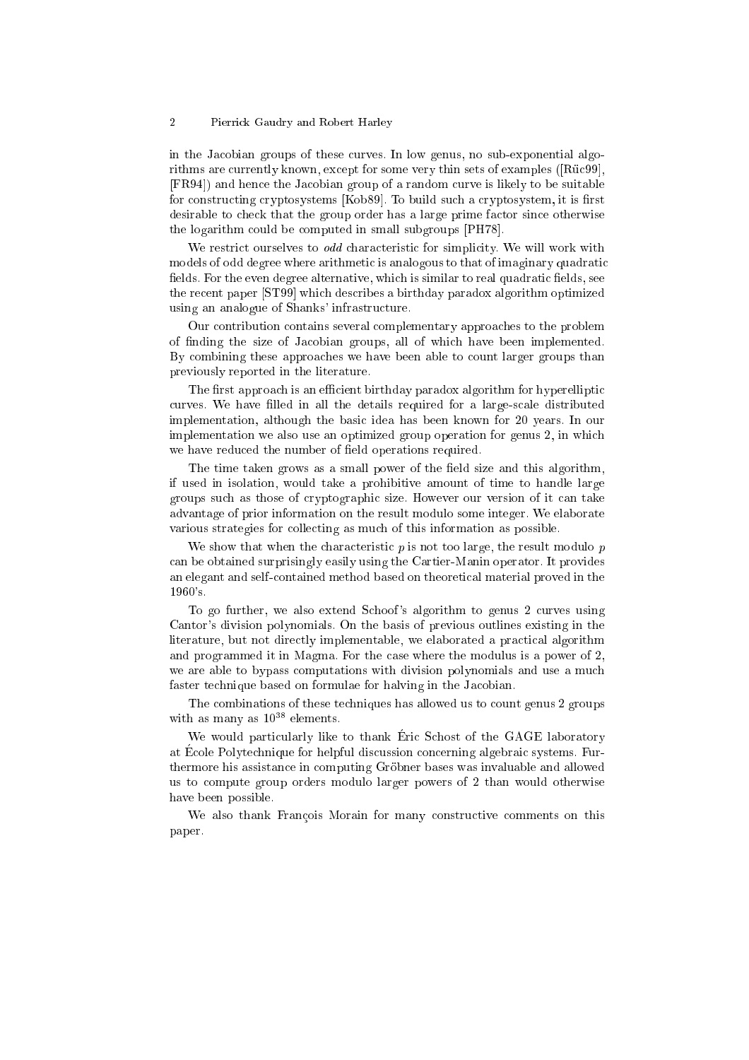in the Jacobian groups of these curves. In low genus, no sub-exponential algorithms are currently known, except for some very thin sets of examples ([Rüc99], [FR94]) and hence the Jacobian group of a random curve is likely to be suitable for constructing cryptosystems [Kob89]. To build such a cryptosystem, it is first desirable to check that the group order has a large prime factor since otherwise the logarithm could be computed in small subgroups [PH78].

We restrict ourselves to *odd* characteristic for simplicity. We will work with models of odd degree where arithmetic is analogous to that of imaginary quadratic fields. For the even degree alternative, which is similar to real quadratic fields, see the recent paper [ST99] which describes a birthday paradox algorithm optimized using an analogue of Shanks' infrastructure.

Our contribution contains several complementary approaches to the problem of finding the size of Jacobian groups, all of which have been implemented. By combining these approaches we have been able to count larger groups than previously reported in the literature.

The first approach is an efficient birthday paradox algorithm for hyperelliptic curves. We have filled in all the details required for a large-scale distributed implementation, although the basic idea has been known for 20 years. In our implementation we also use an optimized group operation for genus 2, in which we have reduced the number of field operations required.

The time taken grows as a small power of the field size and this algorithm, if used in isolation, would take a prohibitive amount of time to handle large groups such as those of cryptographic size. However our version of it can take advantage of prior information on the result modulo some integer. We elaborate various strategies for collecting as much of this information as possible.

We show that when the characteristic $p$ is not too large, the result modulo $p$ can be obtained surprisingly easily using the Cartier-Manin operator. It provides an elegant and self-contained method based on theoretical material proved in the 1960's.

To go further, we also extend Schoof's algorithm to genus 2 curves using Cantor's division polynomials. On the basis of previous outlines existing in the literature, but not directly implementable, we elaborated a practical algorithm and programmed it in Magma. For the case where the modulus is a power of 2, we are able to bypass computations with division polynomials and use a much faster technique based on formulae for halving in the Jacobian.

The combinations of these techniques has allowed us to count genus 2 groups with as many as $10^{38}$ elements.

We would particularly like to thank Éric Schost of the GAGE laboratory at École Polytechnique for helpful discussion concerning algebraic systems. Furthermore his assistance in computing Gröbner bases was invaluable and allowed us to compute group orders modulo larger powers of 2 than would otherwise have been possible.

We also thank François Morain for many constructive comments on this paper.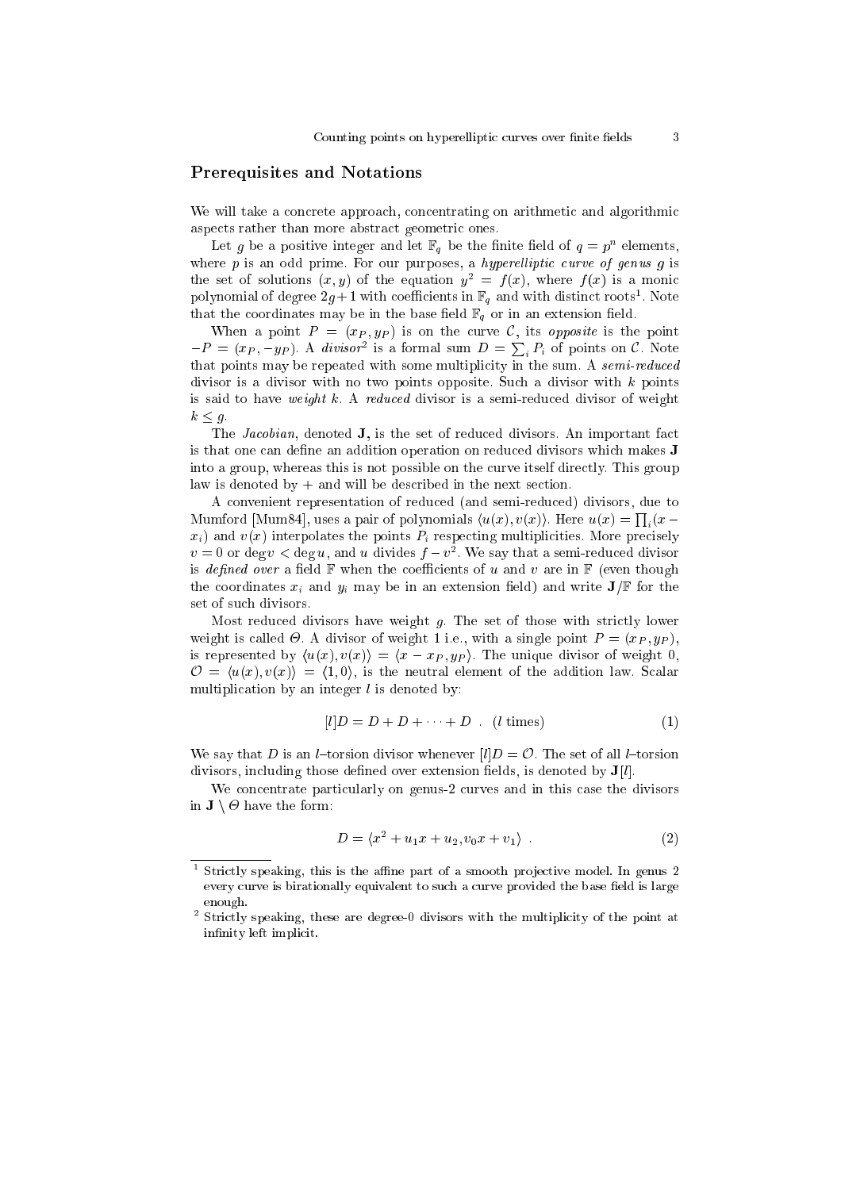## Prerequisites and Notations

We will take a concrete approach, concentrating on arithmetic and algorithmic aspects rather than more abstract geometric ones.

Let $g$ be a positive integer and let $\mathbb{F}_q$ be the finite field of $q = p^n$ elements, where $p$ is an odd prime. For our purposes, a *hyperelliptic curve of genus g* is the set of solutions $(x, y)$ of the equation $y^2 = f(x)$, where $f(x)$ is a monic polynomial of degree $2g+1$ with coefficients in $\mathbb{F}_q$ and with distinct roots[1]. Note that the coordinates may be in the base field $\mathbb{F}_q$ or in an extension field.

When a point $P = (x_P, y_P)$ is on the curve $\mathcal{C}$, its *opposite* is the point $-P = (x_P, -y_P)$. A *divisor*[2] is a formal sum $D = \sum_i P_i$ of points on $\mathcal{C}$. Note that points may be repeated with some multiplicity in the sum. A *semi-reduced* divisor is a divisor with no two points opposite. Such a divisor with $k$ points is said to have *weight* $k$. A *reduced* divisor is a semi-reduced divisor of weight $k \leq g$.

The *Jacobian*, denoted $\mathbf{J}$, is the set of reduced divisors. An important fact is that one can define an addition operation on reduced divisors which makes $\mathbf{J}$ into a group, whereas this is not possible on the curve itself directly. This group law is denoted by $+$ and will be described in the next section.

A convenient representation of reduced (and semi-reduced) divisors, due to Mumford [Mum84], uses a pair of polynomials $\langle u(x), v(x)\rangle$. Here $u(x) = \prod_i (x - x_i)$ and $v(x)$ interpolates the points $P_i$ respecting multiplicities. More precisely $v = 0$ or $\deg v < \deg u$, and $u$ divides $f - v^2$. We say that a semi-reduced divisor is *defined over* a field $\mathbb{F}$ when the coefficients of $u$ and $v$ are in $\mathbb{F}$ (even though the coordinates $x_i$ and $y_i$ may be in an extension field) and write $\mathbf{J}/\mathbb{F}$ for the set of such divisors.

Most reduced divisors have weight $g$. The set of those with strictly lower weight is called $\Theta$. A divisor of weight 1 i.e., with a single point $P = (x_P, y_P)$, is represented by $\langle u(x), v(x)\rangle = \langle x - x_P, y_P\rangle$. The unique divisor of weight 0, $\mathcal{O} = \langle u(x), v(x)\rangle = \langle 1, 0\rangle$, is the neutral element of the addition law. Scalar multiplication by an integer $l$ is denoted by:

$$[l]D = D + D + \cdots + D \quad . \quad (l \text{ times}) \tag{1}$$

We say that $D$ is an $l$–torsion divisor whenever $[l]D = \mathcal{O}$. The set of all $l$–torsion divisors, including those defined over extension fields, is denoted by $\mathbf{J}[l]$.

We concentrate particularly on genus-2 curves and in this case the divisors in $\mathbf{J} \setminus \Theta$ have the form:

$$D = \langle x^2 + u_1 x + u_2, v_0 x + v_1\rangle \quad . \tag{2}$$

[1] Strictly speaking, this is the affine part of a smooth projective model. In genus 2 every curve is birationally equivalent to such a curve provided the base field is large enough.

[2] Strictly speaking, these are degree-0 divisors with the multiplicity of the point at infinity left implicit.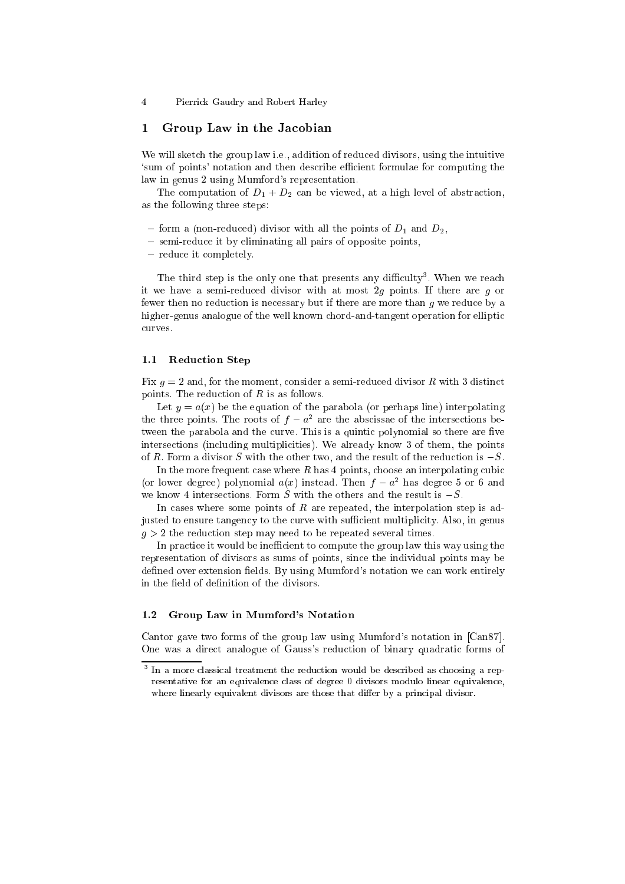## 1 Group Law in the Jacobian

We will sketch the group law i.e., addition of reduced divisors, using the intuitive 'sum of points' notation and then describe efficient formulae for computing the law in genus 2 using Mumford's representation.

The computation of $D_1 + D_2$ can be viewed, at a high level of abstraction, as the following three steps:

- form a (non-reduced) divisor with all the points of $D_1$ and $D_2$,
- semi-reduce it by eliminating all pairs of opposite points,
- reduce it completely.

The third step is the only one that presents any difficulty[3]. When we reach it we have a semi-reduced divisor with at most $2g$ points. If there are $g$ or fewer then no reduction is necessary but if there are more than $g$ we reduce by a higher-genus analogue of the well known chord-and-tangent operation for elliptic curves.

### 1.1 Reduction Step

Fix $g = 2$ and, for the moment, consider a semi-reduced divisor $R$ with 3 distinct points. The reduction of $R$ is as follows.

Let $y = a(x)$ be the equation of the parabola (or perhaps line) interpolating the three points. The roots of $f - a^2$ are the abscissae of the intersections between the parabola and the curve. This is a quintic polynomial so there are five intersections (including multiplicities). We already know 3 of them, the points of $R$. Form a divisor $S$ with the other two, and the result of the reduction is $-S$.

In the more frequent case where $R$ has 4 points, choose an interpolating cubic (or lower degree) polynomial $a(x)$ instead. Then $f - a^2$ has degree 5 or 6 and we know 4 intersections. Form $S$ with the others and the result is $-S$.

In cases where some points of $R$ are repeated, the interpolation step is adjusted to ensure tangency to the curve with sufficient multiplicity. Also, in genus $g > 2$ the reduction step may need to be repeated several times.

In practice it would be inefficient to compute the group law this way using the representation of divisors as sums of points, since the individual points may be defined over extension fields. By using Mumford's notation we can work entirely in the field of definition of the divisors.

### 1.2 Group Law in Mumford's Notation

Cantor gave two forms of the group law using Mumford's notation in [Can87]. One was a direct analogue of Gauss's reduction of binary quadratic forms of

[3] In a more classical treatment the reduction would be described as choosing a representative for an equivalence class of degree 0 divisors modulo linear equivalence, where linearly equivalent divisors are those that differ by a principal divisor.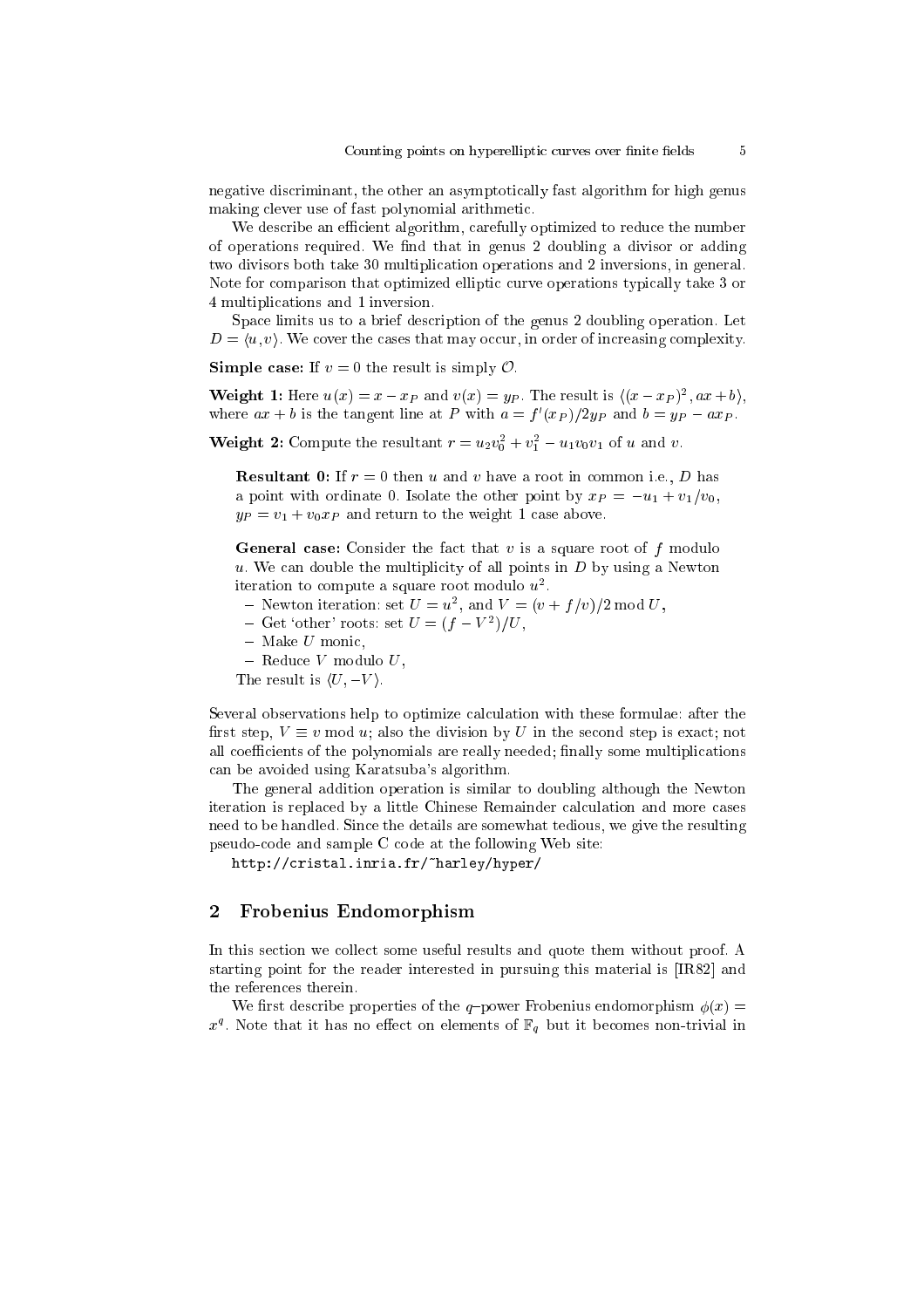negative discriminant, the other an asymptotically fast algorithm for high genus making clever use of fast polynomial arithmetic.

We describe an efficient algorithm, carefully optimized to reduce the number of operations required. We find that in genus 2 doubling a divisor or adding two divisors both take 30 multiplication operations and 2 inversions, in general. Note for comparison that optimized elliptic curve operations typically take 3 or 4 multiplications and 1 inversion.

Space limits us to a brief description of the genus 2 doubling operation. Let $D = \langle u, v \rangle$. We cover the cases that may occur, in order of increasing complexity.

**Simple case:** If $v = 0$ the result is simply $\mathcal{O}$.

**Weight 1:** Here $u(x) = x - x_P$ and $v(x) = y_P$. The result is $\langle (x - x_P)^2, ax + b \rangle$, where $ax + b$ is the tangent line at $P$ with $a = f'(x_P)/2y_P$ and $b = y_P - ax_P$.

**Weight 2:** Compute the resultant $r = u_2 v_0^2 + v_1^2 - u_1 v_0 v_1$ of $u$ and $v$.

> **Resultant 0:** If $r = 0$ then $u$ and $v$ have a root in common i.e., $D$ has a point with ordinate 0. Isolate the other point by $x_P = -u_1 + v_1/v_0$, $y_P = v_1 + v_0 x_P$ and return to the weight 1 case above.
>
> **General case:** Consider the fact that $v$ is a square root of $f$ modulo $u$. We can double the multiplicity of all points in $D$ by using a Newton iteration to compute a square root modulo $u^2$.
>
> - Newton iteration: set $U = u^2$, and $V = (v + f/v)/2 \bmod U$,
> - Get 'other' roots: set $U = (f - V^2)/U$,
> - Make $U$ monic,
> - Reduce $V$ modulo $U$,
>
> The result is $\langle U, -V \rangle$.

Several observations help to optimize calculation with these formulae: after the first step, $V \equiv v \bmod u$; also the division by $U$ in the second step is exact; not all coefficients of the polynomials are really needed; finally some multiplications can be avoided using Karatsuba's algorithm.

The general addition operation is similar to doubling although the Newton iteration is replaced by a little Chinese Remainder calculation and more cases need to be handled. Since the details are somewhat tedious, we give the resulting pseudo-code and sample C code at the following Web site:

`http://cristal.inria.fr/~harley/hyper/`

## 2 Frobenius Endomorphism

In this section we collect some useful results and quote them without proof. A starting point for the reader interested in pursuing this material is [IR82] and the references therein.

We first describe properties of the $q$–power Frobenius endomorphism $\phi(x) = x^q$. Note that it has no effect on elements of $\mathbb{F}_q$ but it becomes non-trivial in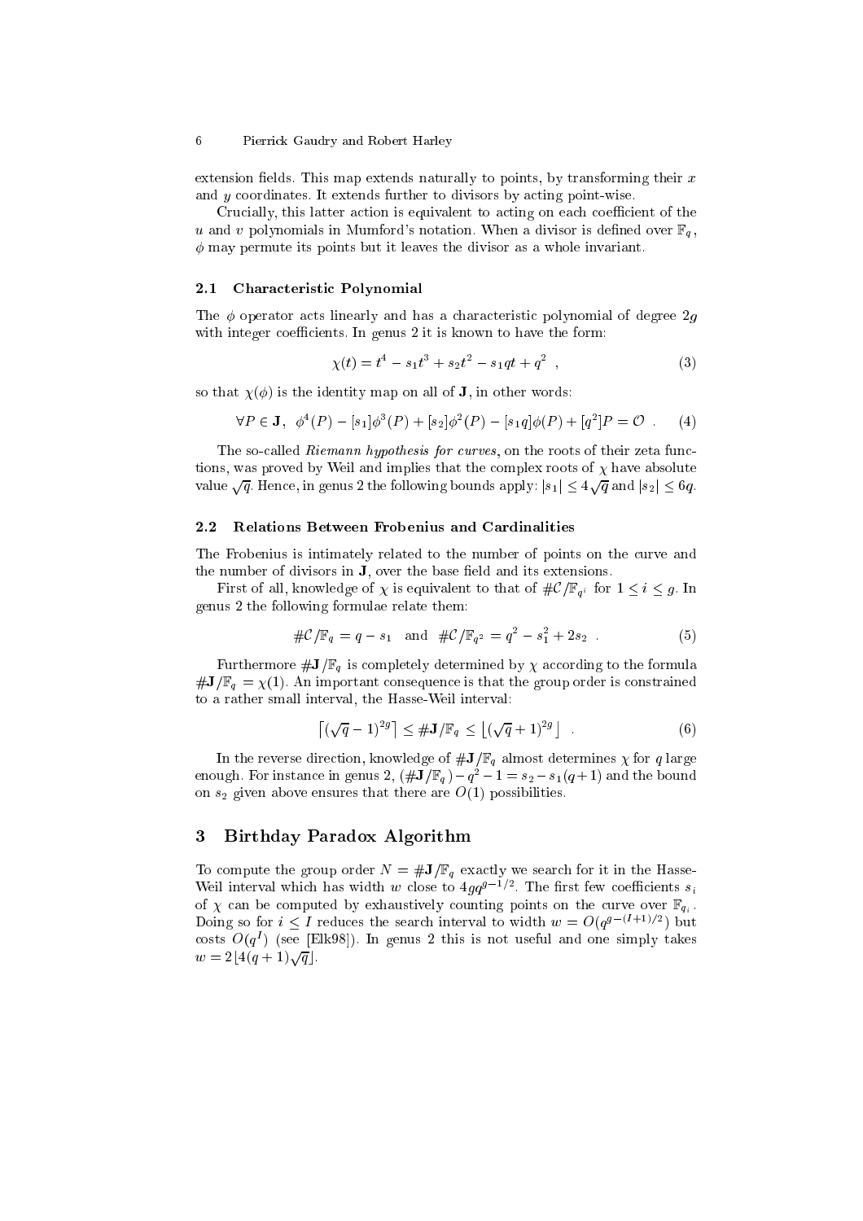extension fields. This map extends naturally to points, by transforming their $x$ and $y$ coordinates. It extends further to divisors by acting point-wise.

Crucially, this latter action is equivalent to acting on each coefficient of the $u$ and $v$ polynomials in Mumford's notation. When a divisor is defined over $\mathbb{F}_q$, $\phi$ may permute its points but it leaves the divisor as a whole invariant.

### 2.1 Characteristic Polynomial

The $\phi$ operator acts linearly and has a characteristic polynomial of degree $2g$ with integer coefficients. In genus 2 it is known to have the form:

$$\chi(t) = t^4 - s_1 t^3 + s_2 t^2 - s_1 q t + q^2 \ , \tag{3}$$

so that $\chi(\phi)$ is the identity map on all of $\mathbf{J}$, in other words:

$$\forall P \in \mathbf{J}, \ \ \phi^4(P) - [s_1]\phi^3(P) + [s_2]\phi^2(P) - [s_1 q]\phi(P) + [q^2]P = \mathcal{O} \ . \tag{4}$$

The so-called *Riemann hypothesis for curves*, on the roots of their zeta functions, was proved by Weil and implies that the complex roots of $\chi$ have absolute value $\sqrt{q}$. Hence, in genus 2 the following bounds apply: $|s_1| \leq 4\sqrt{q}$ and $|s_2| \leq 6q$.

### 2.2 Relations Between Frobenius and Cardinalities

The Frobenius is intimately related to the number of points on the curve and the number of divisors in $\mathbf{J}$, over the base field and its extensions.

First of all, knowledge of $\chi$ is equivalent to that of $\#\mathcal{C}/\mathbb{F}_{q^i}$ for $1 \leq i \leq g$. In genus 2 the following formulae relate them:

$$\#\mathcal{C}/\mathbb{F}_q = q - s_1 \quad \text{and} \quad \#\mathcal{C}/\mathbb{F}_{q^2} = q^2 - s_1^2 + 2s_2 \ . \tag{5}$$

Furthermore $\#\mathbf{J}/\mathbb{F}_q$ is completely determined by $\chi$ according to the formula $\#\mathbf{J}/\mathbb{F}_q = \chi(1)$. An important consequence is that the group order is constrained to a rather small interval, the Hasse-Weil interval:

$$\lceil (\sqrt{q} - 1)^{2g} \rceil \leq \#\mathbf{J}/\mathbb{F}_q \leq \lfloor (\sqrt{q} + 1)^{2g} \rfloor \ . \tag{6}$$

In the reverse direction, knowledge of $\#\mathbf{J}/\mathbb{F}_q$ almost determines $\chi$ for $q$ large enough. For instance in genus 2, $(\#\mathbf{J}/\mathbb{F}_q) - q^2 - 1 = s_2 - s_1(q+1)$ and the bound on $s_2$ given above ensures that there are $O(1)$ possibilities.

## 3 Birthday Paradox Algorithm

To compute the group order $N = \#\mathbf{J}/\mathbb{F}_q$ exactly we search for it in the Hasse-Weil interval which has width $w$ close to $4gq^{g-1/2}$. The first few coefficients $s_i$ of $\chi$ can be computed by exhaustively counting points on the curve over $\mathbb{F}_{q_i}$. Doing so for $i \leq I$ reduces the search interval to width $w = O(q^{g-(I+1)/2})$ but costs $O(q^I)$ (see [Elk98]). In genus 2 this is not useful and one simply takes $w = 2\lfloor 4(q+1)\sqrt{q} \rfloor$.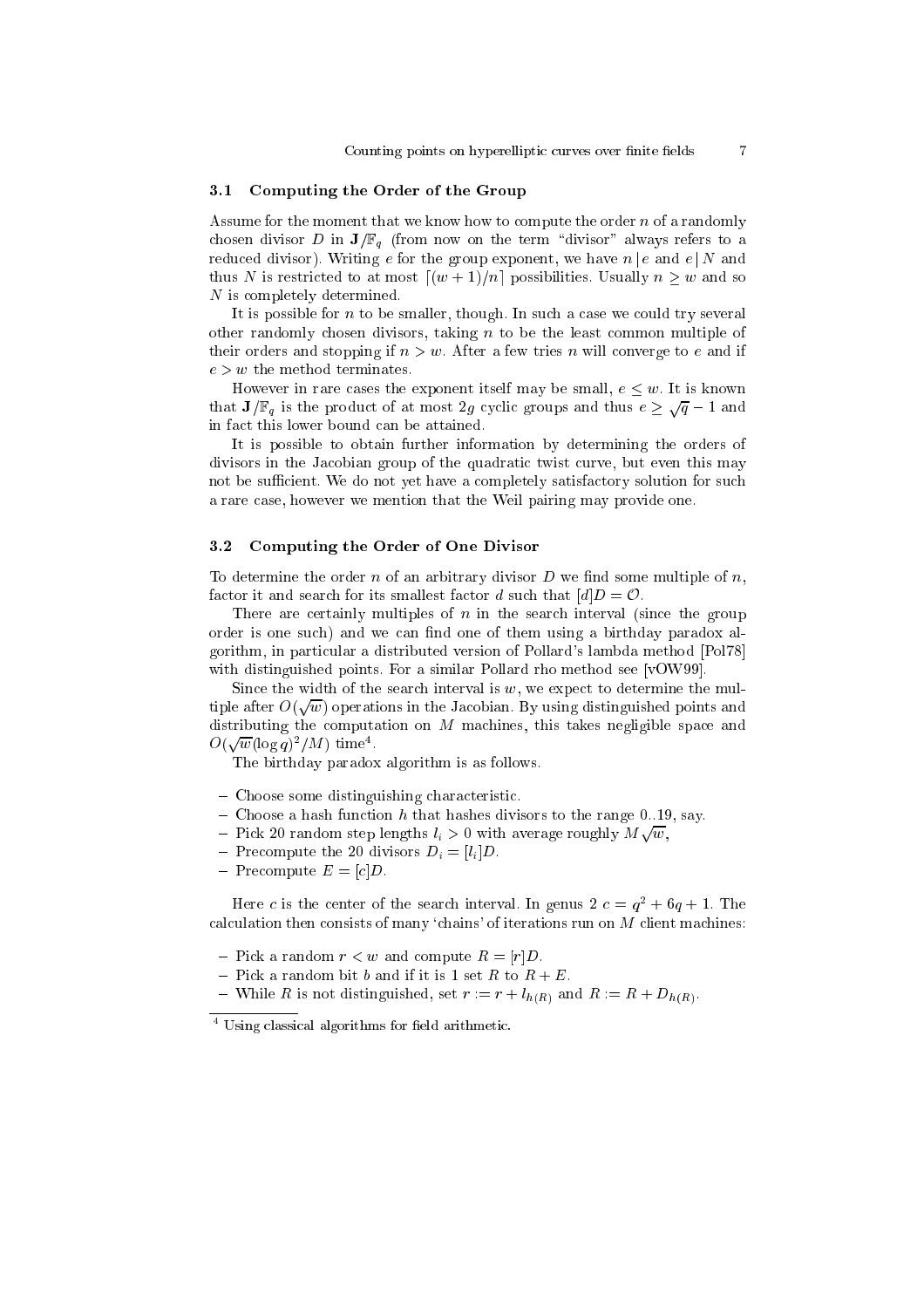### 3.1 Computing the Order of the Group

Assume for the moment that we know how to compute the order $n$ of a randomly chosen divisor $D$ in $\mathbf{J}/\mathbb{F}_q$ (from now on the term "divisor" always refers to a reduced divisor). Writing $e$ for the group exponent, we have $n \mid e$ and $e \mid N$ and thus $N$ is restricted to at most $\lceil (w+1)/n \rceil$ possibilities. Usually $n \geq w$ and so $N$ is completely determined.

It is possible for $n$ to be smaller, though. In such a case we could try several other randomly chosen divisors, taking $n$ to be the least common multiple of their orders and stopping if $n > w$. After a few tries $n$ will converge to $e$ and if $e > w$ the method terminates.

However in rare cases the exponent itself may be small, $e \leq w$. It is known that $\mathbf{J}/\mathbb{F}_q$ is the product of at most $2g$ cyclic groups and thus $e \geq \sqrt{q} - 1$ and in fact this lower bound can be attained.

It is possible to obtain further information by determining the orders of divisors in the Jacobian group of the quadratic twist curve, but even this may not be sufficient. We do not yet have a completely satisfactory solution for such a rare case, however we mention that the Weil pairing may provide one.

### 3.2 Computing the Order of One Divisor

To determine the order $n$ of an arbitrary divisor $D$ we find some multiple of $n$, factor it and search for its smallest factor $d$ such that $[d]D = \mathcal{O}$.

There are certainly multiples of $n$ in the search interval (since the group order is one such) and we can find one of them using a birthday paradox algorithm, in particular a distributed version of Pollard's lambda method [Pol78] with distinguished points. For a similar Pollard rho method see [vOW99].

Since the width of the search interval is $w$, we expect to determine the multiple after $O(\sqrt{w})$ operations in the Jacobian. By using distinguished points and distributing the computation on $M$ machines, this takes negligible space and $O(\sqrt{w}(\log q)^2/M)$ time[4].

The birthday paradox algorithm is as follows.

- Choose some distinguishing characteristic.
- Choose a hash function $h$ that hashes divisors to the range 0..19, say.
- Pick 20 random step lengths $l_i > 0$ with average roughly $M\sqrt{w}$,
- Precompute the 20 divisors $D_i = [l_i]D$.
- Precompute $E = [c]D$.

Here $c$ is the center of the search interval. In genus 2 $c = q^2 + 6q + 1$. The calculation then consists of many 'chains' of iterations run on $M$ client machines:

- Pick a random $r < w$ and compute $R = [r]D$.
- Pick a random bit $b$ and if it is 1 set $R$ to $R + E$.
- While $R$ is not distinguished, set $r := r + l_{h(R)}$ and $R := R + D_{h(R)}$.

[4] Using classical algorithms for field arithmetic.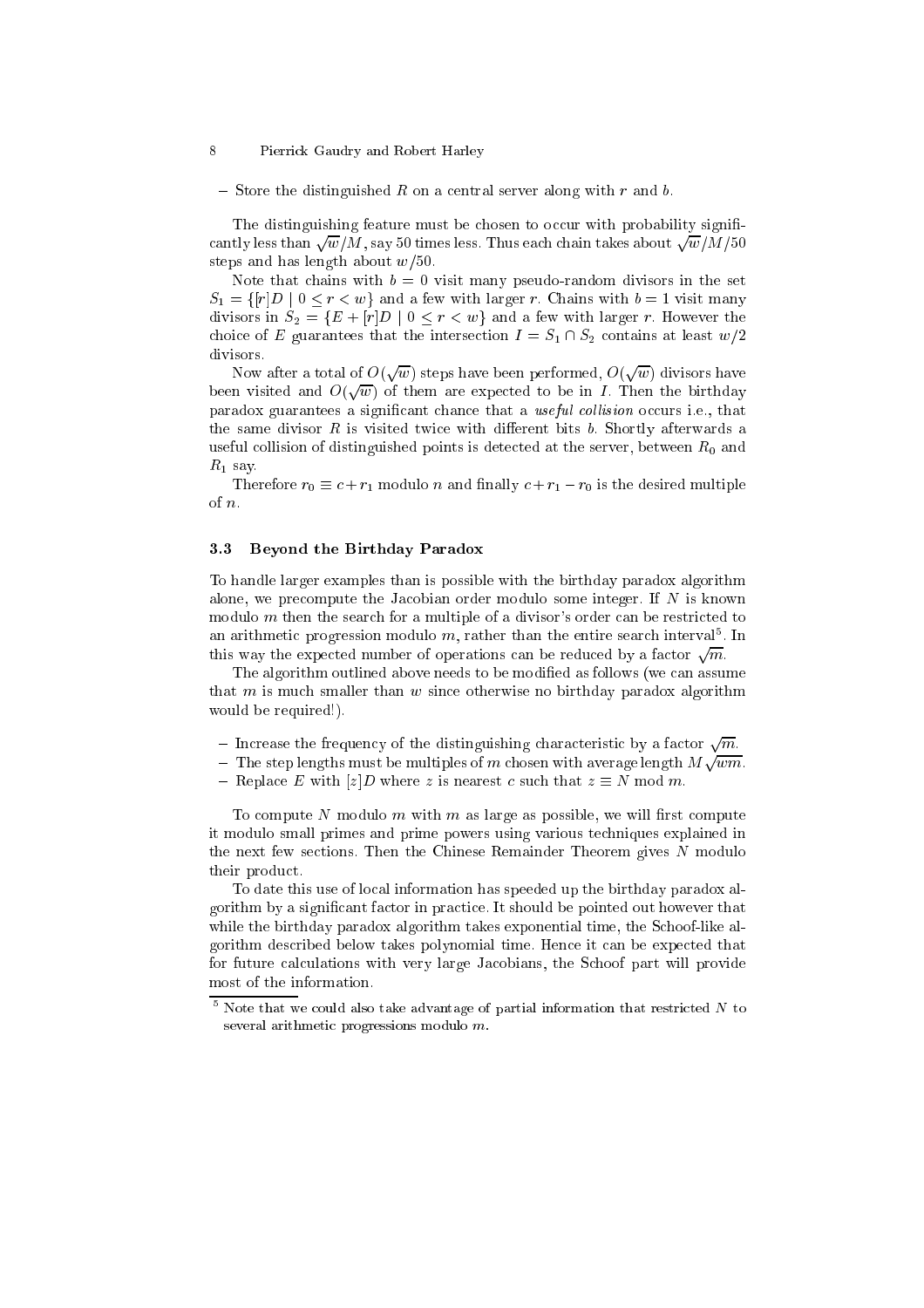– Store the distinguished $R$ on a central server along with $r$ and $b$.

The distinguishing feature must be chosen to occur with probability significantly less than $\sqrt{w}/M$, say 50 times less. Thus each chain takes about $\sqrt{w}/M/50$ steps and has length about $w/50$.

Note that chains with $b = 0$ visit many pseudo-random divisors in the set $S_1 = \{[r]D \mid 0 \le r < w\}$ and a few with larger $r$. Chains with $b = 1$ visit many divisors in $S_2 = \{E + [r]D \mid 0 \le r < w\}$ and a few with larger $r$. However the choice of $E$ guarantees that the intersection $I = S_1 \cap S_2$ contains at least $w/2$ divisors.

Now after a total of $O(\sqrt{w})$ steps have been performed, $O(\sqrt{w})$ divisors have been visited and $O(\sqrt{w})$ of them are expected to be in $I$. Then the birthday paradox guarantees a significant chance that a *useful collision* occurs i.e., that the same divisor $R$ is visited twice with different bits $b$. Shortly afterwards a useful collision of distinguished points is detected at the server, between $R_0$ and $R_1$ say.

Therefore $r_0 \equiv c + r_1$ modulo $n$ and finally $c + r_1 - r_0$ is the desired multiple of $n$.

### 3.3 Beyond the Birthday Paradox

To handle larger examples than is possible with the birthday paradox algorithm alone, we precompute the Jacobian order modulo some integer. If $N$ is known modulo $m$ then the search for a multiple of a divisor's order can be restricted to an arithmetic progression modulo $m$, rather than the entire search interval[5]. In this way the expected number of operations can be reduced by a factor $\sqrt{m}$.

The algorithm outlined above needs to be modified as follows (we can assume that $m$ is much smaller than $w$ since otherwise no birthday paradox algorithm would be required!).

- Increase the frequency of the distinguishing characteristic by a factor $\sqrt{m}$.
- The step lengths must be multiples of $m$ chosen with average length $M\sqrt{wm}$.
- Replace $E$ with $[z]D$ where $z$ is nearest $c$ such that $z \equiv N \bmod m$.

To compute $N$ modulo $m$ with $m$ as large as possible, we will first compute it modulo small primes and prime powers using various techniques explained in the next few sections. Then the Chinese Remainder Theorem gives $N$ modulo their product.

To date this use of local information has speeded up the birthday paradox algorithm by a significant factor in practice. It should be pointed out however that while the birthday paradox algorithm takes exponential time, the Schoof-like algorithm described below takes polynomial time. Hence it can be expected that for future calculations with very large Jacobians, the Schoof part will provide most of the information.

[5] Note that we could also take advantage of partial information that restricted $N$ to several arithmetic progressions modulo $m$.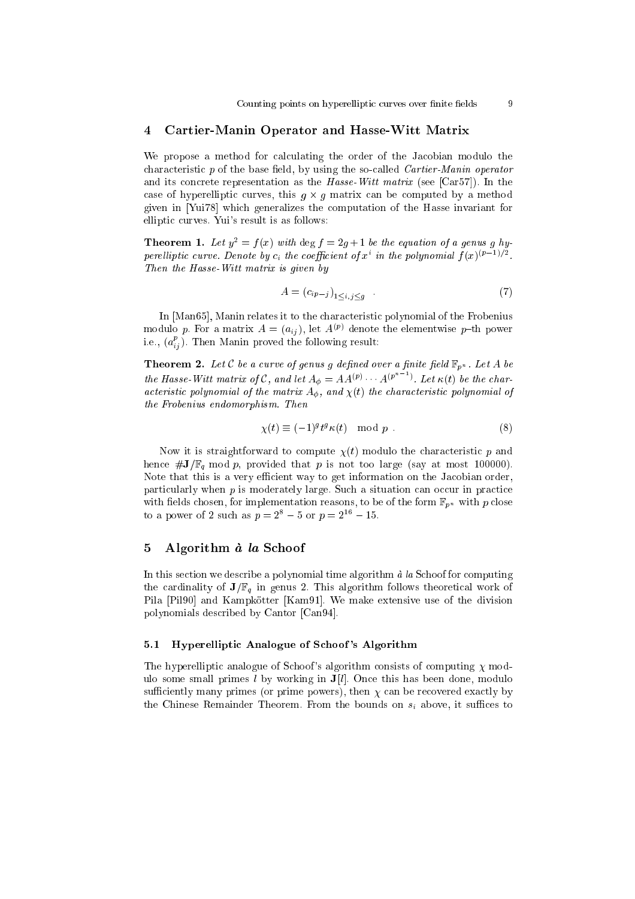## 4 Cartier-Manin Operator and Hasse-Witt Matrix

We propose a method for calculating the order of the Jacobian modulo the characteristic $p$ of the base field, by using the so-called *Cartier-Manin operator* and its concrete representation as the *Hasse-Witt matrix* (see [Car57]). In the case of hyperelliptic curves, this $g \times g$ matrix can be computed by a method given in [Yui78] which generalizes the computation of the Hasse invariant for elliptic curves. Yui's result is as follows:

**Theorem 1.** *Let $y^2 = f(x)$ with $\deg f = 2g+1$ be the equation of a genus $g$ hyperelliptic curve. Denote by $c_i$ the coefficient of $x^i$ in the polynomial $f(x)^{(p-1)/2}$. Then the Hasse-Witt matrix is given by*

$$A = (c_{ip-j})_{1 \leq i,j \leq g} \quad . \tag{7}$$

In [Man65], Manin relates it to the characteristic polynomial of the Frobenius modulo $p$. For a matrix $A = (a_{ij})$, let $A^{(p)}$ denote the elementwise $p$–th power i.e., $(a_{ij}^p)$. Then Manin proved the following result:

**Theorem 2.** *Let $\mathcal{C}$ be a curve of genus $g$ defined over a finite field $\mathbb{F}_{p^n}$. Let $A$ be the Hasse-Witt matrix of $\mathcal{C}$, and let $A_\phi = AA^{(p)} \cdots A^{(p^{n-1})}$. Let $\kappa(t)$ be the characteristic polynomial of the matrix $A_\phi$, and $\chi(t)$ the characteristic polynomial of the Frobenius endomorphism. Then*

$$\chi(t) \equiv (-1)^g t^g \kappa(t) \mod p \ . \tag{8}$$

Now it is straightforward to compute $\chi(t)$ modulo the characteristic $p$ and hence $\#\mathbf{J}/\mathbb{F}_q \bmod p$, provided that $p$ is not too large (say at most 100000). Note that this is a very efficient way to get information on the Jacobian order, particularly when $p$ is moderately large. Such a situation can occur in practice with fields chosen, for implementation reasons, to be of the form $\mathbb{F}_{p^n}$ with $p$ close to a power of 2 such as $p = 2^8 - 5$ or $p = 2^{16} - 15$.

## 5 Algorithm *à la* Schoof

In this section we describe a polynomial time algorithm *à la* Schoof for computing the cardinality of $\mathbf{J}/\mathbb{F}_q$ in genus 2. This algorithm follows theoretical work of Pila [Pil90] and Kampkötter [Kam91]. We make extensive use of the division polynomials described by Cantor [Can94].

### 5.1 Hyperelliptic Analogue of Schoof's Algorithm

The hyperelliptic analogue of Schoof's algorithm consists of computing $\chi$ modulo some small primes $l$ by working in $\mathbf{J}[l]$. Once this has been done, modulo sufficiently many primes (or prime powers), then $\chi$ can be recovered exactly by the Chinese Remainder Theorem. From the bounds on $s_i$ above, it suffices to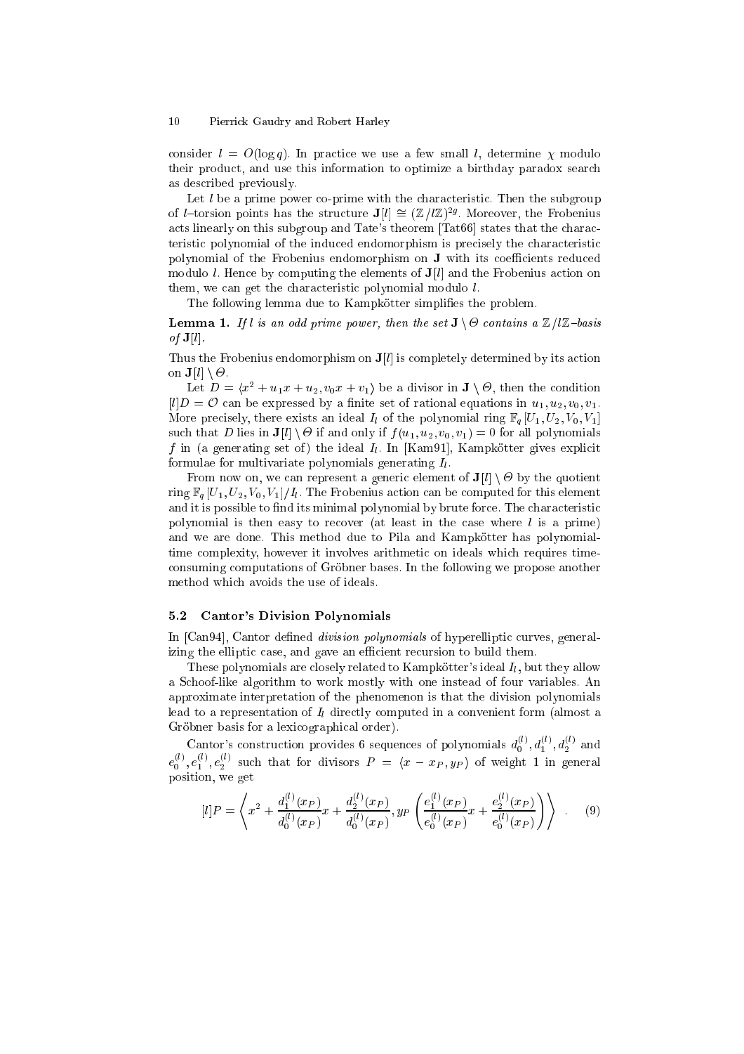consider $l = O(\log q)$. In practice we use a few small $l$, determine $\chi$ modulo their product, and use this information to optimize a birthday paradox search as described previously.

Let $l$ be a prime power co-prime with the characteristic. Then the subgroup of $l$–torsion points has the structure $\mathbf{J}[l] \cong (\mathbb{Z}/l\mathbb{Z})^{2g}$. Moreover, the Frobenius acts linearly on this subgroup and Tate's theorem [Tat66] states that the characteristic polynomial of the induced endomorphism is precisely the characteristic polynomial of the Frobenius endomorphism on $\mathbf{J}$ with its coefficients reduced modulo $l$. Hence by computing the elements of $\mathbf{J}[l]$ and the Frobenius action on them, we can get the characteristic polynomial modulo $l$.

The following lemma due to Kampkötter simplifies the problem.

**Lemma 1.** *If $l$ is an odd prime power, then the set $\mathbf{J} \setminus \Theta$ contains a $\mathbb{Z}/l\mathbb{Z}$–basis of $\mathbf{J}[l]$.*

Thus the Frobenius endomorphism on $\mathbf{J}[l]$ is completely determined by its action on $\mathbf{J}[l] \setminus \Theta$.

Let $D = \langle x^2 + u_1 x + u_2, v_0 x + v_1 \rangle$ be a divisor in $\mathbf{J} \setminus \Theta$, then the condition $[l]D = \mathcal{O}$ can be expressed by a finite set of rational equations in $u_1, u_2, v_0, v_1$. More precisely, there exists an ideal $I_l$ of the polynomial ring $\mathbb{F}_q[U_1, U_2, V_0, V_1]$ such that $D$ lies in $\mathbf{J}[l] \setminus \Theta$ if and only if $f(u_1, u_2, v_0, v_1) = 0$ for all polynomials $f$ in (a generating set of) the ideal $I_l$. In [Kam91], Kampkötter gives explicit formulae for multivariate polynomials generating $I_l$.

From now on, we can represent a generic element of $\mathbf{J}[l] \setminus \Theta$ by the quotient ring $\mathbb{F}_q[U_1, U_2, V_0, V_1]/I_l$. The Frobenius action can be computed for this element and it is possible to find its minimal polynomial by brute force. The characteristic polynomial is then easy to recover (at least in the case where $l$ is a prime) and we are done. This method due to Pila and Kampkötter has polynomial-time complexity, however it involves arithmetic on ideals which requires time-consuming computations of Gröbner bases. In the following we propose another method which avoids the use of ideals.

### 5.2 Cantor's Division Polynomials

In [Can94], Cantor defined *division polynomials* of hyperelliptic curves, generalizing the elliptic case, and gave an efficient recursion to build them.

These polynomials are closely related to Kampkötter's ideal $I_l$, but they allow a Schoof-like algorithm to work mostly with one instead of four variables. An approximate interpretation of the phenomenon is that the division polynomials lead to a representation of $I_l$ directly computed in a convenient form (almost a Gröbner basis for a lexicographical order).

Cantor's construction provides 6 sequences of polynomials $d_0^{(l)}, d_1^{(l)}, d_2^{(l)}$ and $e_0^{(l)}, e_1^{(l)}, e_2^{(l)}$ such that for divisors $P = \langle x - x_P, y_P \rangle$ of weight 1 in general position, we get

$$[l]P = \left\langle x^2 + \frac{d_1^{(l)}(x_P)}{d_0^{(l)}(x_P)} x + \frac{d_2^{(l)}(x_P)}{d_0^{(l)}(x_P)}, y_P \left( \frac{e_1^{(l)}(x_P)}{e_0^{(l)}(x_P)} x + \frac{e_2^{(l)}(x_P)}{e_0^{(l)}(x_P)} \right) \right\rangle . \quad (9)$$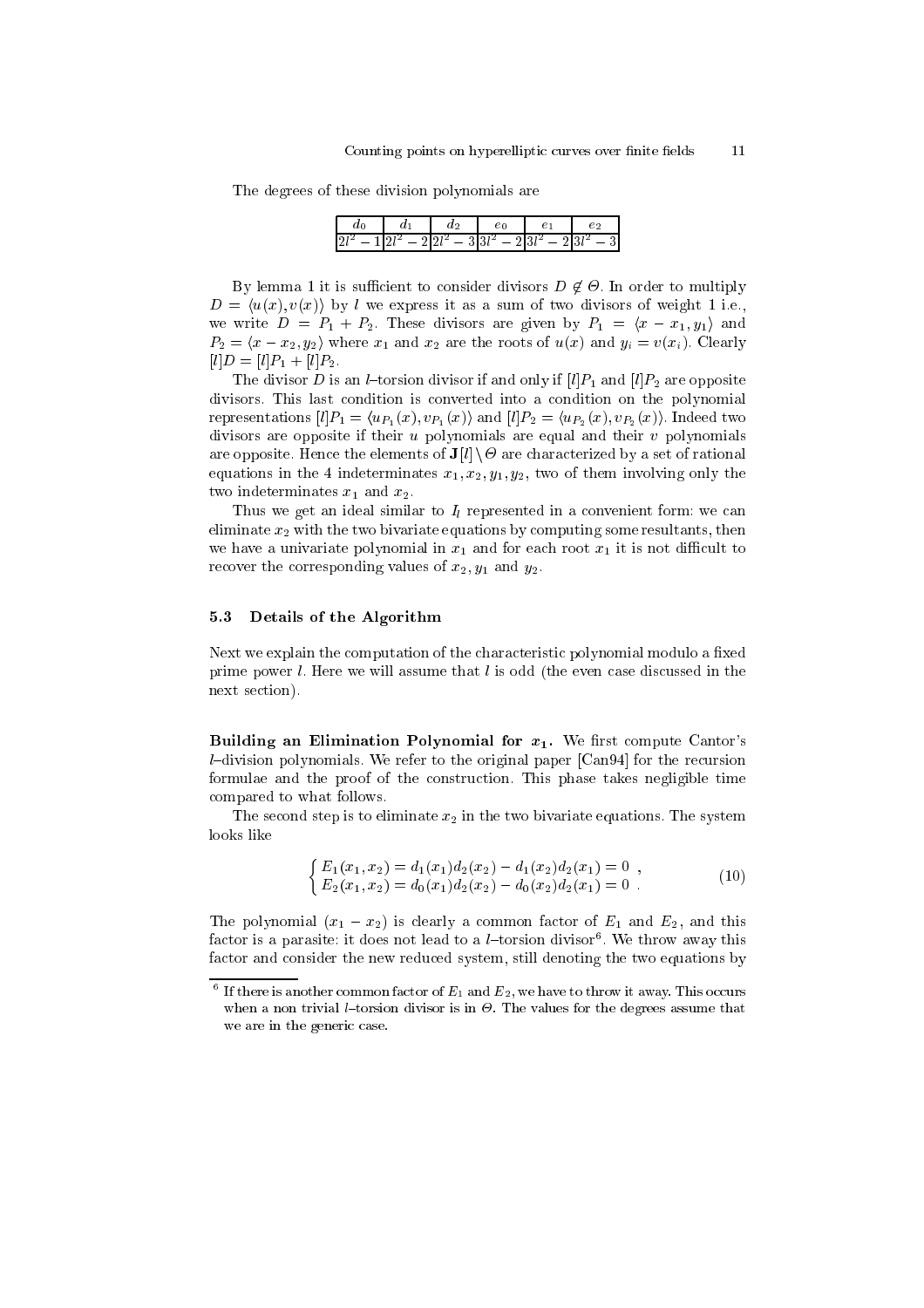The degrees of these division polynomials are

| $d_0$ | $d_1$ | $d_2$ | $e_0$ | $e_1$ | $e_2$ |
|---|---|---|---|---|---|
| $2l^2-1$ | $2l^2-2$ | $2l^2-3$ | $3l^2-2$ | $3l^2-2$ | $3l^2-3$ |

By lemma 1 it is sufficient to consider divisors $D \notin \Theta$. In order to multiply $D = \langle u(x), v(x) \rangle$ by $l$ we express it as a sum of two divisors of weight 1 i.e., we write $D = P_1 + P_2$. These divisors are given by $P_1 = \langle x - x_1, y_1 \rangle$ and $P_2 = \langle x - x_2, y_2 \rangle$ where $x_1$ and $x_2$ are the roots of $u(x)$ and $y_i = v(x_i)$. Clearly $[l]D = [l]P_1 + [l]P_2$.

The divisor $D$ is an $l$–torsion divisor if and only if $[l]P_1$ and $[l]P_2$ are opposite divisors. This last condition is converted into a condition on the polynomial representations $[l]P_1 = \langle u_{P_1}(x), v_{P_1}(x) \rangle$ and $[l]P_2 = \langle u_{P_2}(x), v_{P_2}(x) \rangle$. Indeed two divisors are opposite if their $u$ polynomials are equal and their $v$ polynomials are opposite. Hence the elements of $\mathbf{J}[l] \setminus \Theta$ are characterized by a set of rational equations in the 4 indeterminates $x_1, x_2, y_1, y_2$, two of them involving only the two indeterminates $x_1$ and $x_2$.

Thus we get an ideal similar to $I_l$ represented in a convenient form: we can eliminate $x_2$ with the two bivariate equations by computing some resultants, then we have a univariate polynomial in $x_1$ and for each root $x_1$ it is not difficult to recover the corresponding values of $x_2$, $y_1$ and $y_2$.

### 5.3 Details of the Algorithm

Next we explain the computation of the characteristic polynomial modulo a fixed prime power $l$. Here we will assume that $l$ is odd (the even case discussed in the next section).

**Building an Elimination Polynomial for $x_1$.** We first compute Cantor's $l$–division polynomials. We refer to the original paper [Can94] for the recursion formulae and the proof of the construction. This phase takes negligible time compared to what follows.

The second step is to eliminate $x_2$ in the two bivariate equations. The system looks like

$$\begin{cases} E_1(x_1, x_2) = d_1(x_1)d_2(x_2) - d_1(x_2)d_2(x_1) = 0 \ , \\ E_2(x_1, x_2) = d_0(x_1)d_2(x_2) - d_0(x_2)d_2(x_1) = 0 \ . \end{cases} \tag{10}$$

The polynomial $(x_1 - x_2)$ is clearly a common factor of $E_1$ and $E_2$, and this factor is a parasite: it does not lead to a $l$–torsion divisor[6]. We throw away this factor and consider the new reduced system, still denoting the two equations by

---

[6] If there is another common factor of $E_1$ and $E_2$, we have to throw it away. This occurs when a non trivial $l$–torsion divisor is in $\Theta$. The values for the degrees assume that we are in the generic case.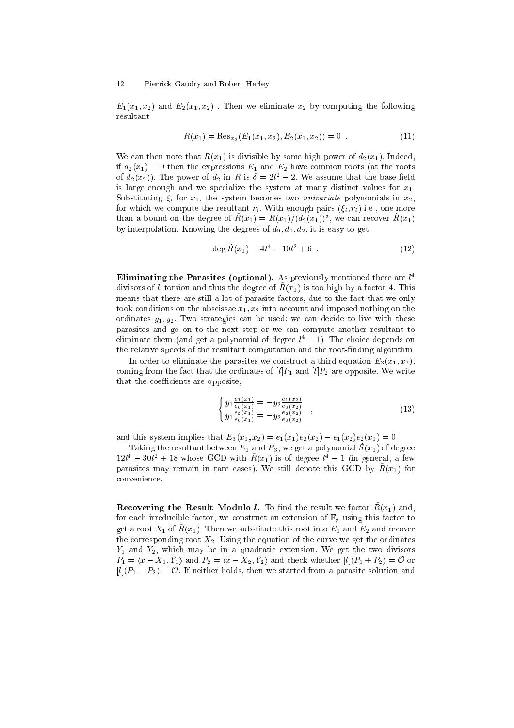$E_1(x_1, x_2)$ and $E_2(x_1, x_2)$ . Then we eliminate $x_2$ by computing the following resultant

$$R(x_1) = \mathrm{Res}_{x_2}(E_1(x_1, x_2), E_2(x_1, x_2)) = 0 \ . \tag{11}$$

We can then note that $R(x_1)$ is divisible by some high power of $d_2(x_1)$. Indeed, if $d_2(x_1) = 0$ then the expressions $E_1$ and $E_2$ have common roots (at the roots of $d_2(x_2)$). The power of $d_2$ in $R$ is $\delta = 2l^2 - 2$. We assume that the base field is large enough and we specialize the system at many distinct values for $x_1$. Substituting $\xi_i$ for $x_1$, the system becomes two *univariate* polynomials in $x_2$, for which we compute the resultant $r_i$. With enough pairs $(\xi_i, r_i)$ i.e., one more than a bound on the degree of $\tilde{R}(x_1) = R(x_1)/(d_2(x_1))^\delta$, we can recover $\tilde{R}(x_1)$ by interpolation. Knowing the degrees of $d_0, d_1, d_2$, it is easy to get

$$\deg \tilde{R}(x_1) = 4l^4 - 10l^2 + 6 \ . \tag{12}$$

**Eliminating the Parasites (optional).** As previously mentioned there are $l^4$ divisors of $l$–torsion and thus the degree of $\tilde{R}(x_1)$ is too high by a factor 4. This means that there are still a lot of parasite factors, due to the fact that we only took conditions on the abscissae $x_1, x_2$ into account and imposed nothing on the ordinates $y_1, y_2$. Two strategies can be used: we can decide to live with these parasites and go on to the next step or we can compute another resultant to eliminate them (and get a polynomial of degree $l^4 - 1$). The choice depends on the relative speeds of the resultant computation and the root-finding algorithm.

In order to eliminate the parasites we construct a third equation $E_3(x_1, x_2)$, coming from the fact that the ordinates of $[l]P_1$ and $[l]P_2$ are opposite. We write that the coefficients are opposite,

$$\begin{cases} y_1 \frac{e_1(x_1)}{e_0(x_1)} = -y_2 \frac{e_1(x_2)}{e_0(x_2)} \\ y_1 \frac{e_2(x_1)}{e_0(x_1)} = -y_2 \frac{e_2(x_2)}{e_0(x_2)} \end{cases} , \tag{13}$$

and this system implies that $E_3(x_1, x_2) = e_1(x_1)e_2(x_2) - e_1(x_2)e_2(x_1) = 0$.

Taking the resultant between $E_1$ and $E_3$, we get a polynomial $\tilde{S}(x_1)$ of degree $12l^4 - 30l^2 + 18$ whose GCD with $\tilde{R}(x_1)$ is of degree $l^4 - 1$ (in general, a few parasites may remain in rare cases). We still denote this GCD by $\tilde{R}(x_1)$ for convenience.

**Recovering the Result Modulo $l$.** To find the result we factor $\tilde{R}(x_1)$ and, for each irreducible factor, we construct an extension of $\mathbb{F}_q$ using this factor to get a root $X_1$ of $\tilde{R}(x_1)$. Then we substitute this root into $E_1$ and $E_2$ and recover the corresponding root $X_2$. Using the equation of the curve we get the ordinates $Y_1$ and $Y_2$, which may be in a quadratic extension. We get the two divisors $P_1 = \langle x - X_1, Y_1 \rangle$ and $P_2 = \langle x - X_2, Y_2 \rangle$ and check whether $[l](P_1 + P_2) = \mathcal{O}$ or $[l](P_1 - P_2) = \mathcal{O}$. If neither holds, then we started from a parasite solution and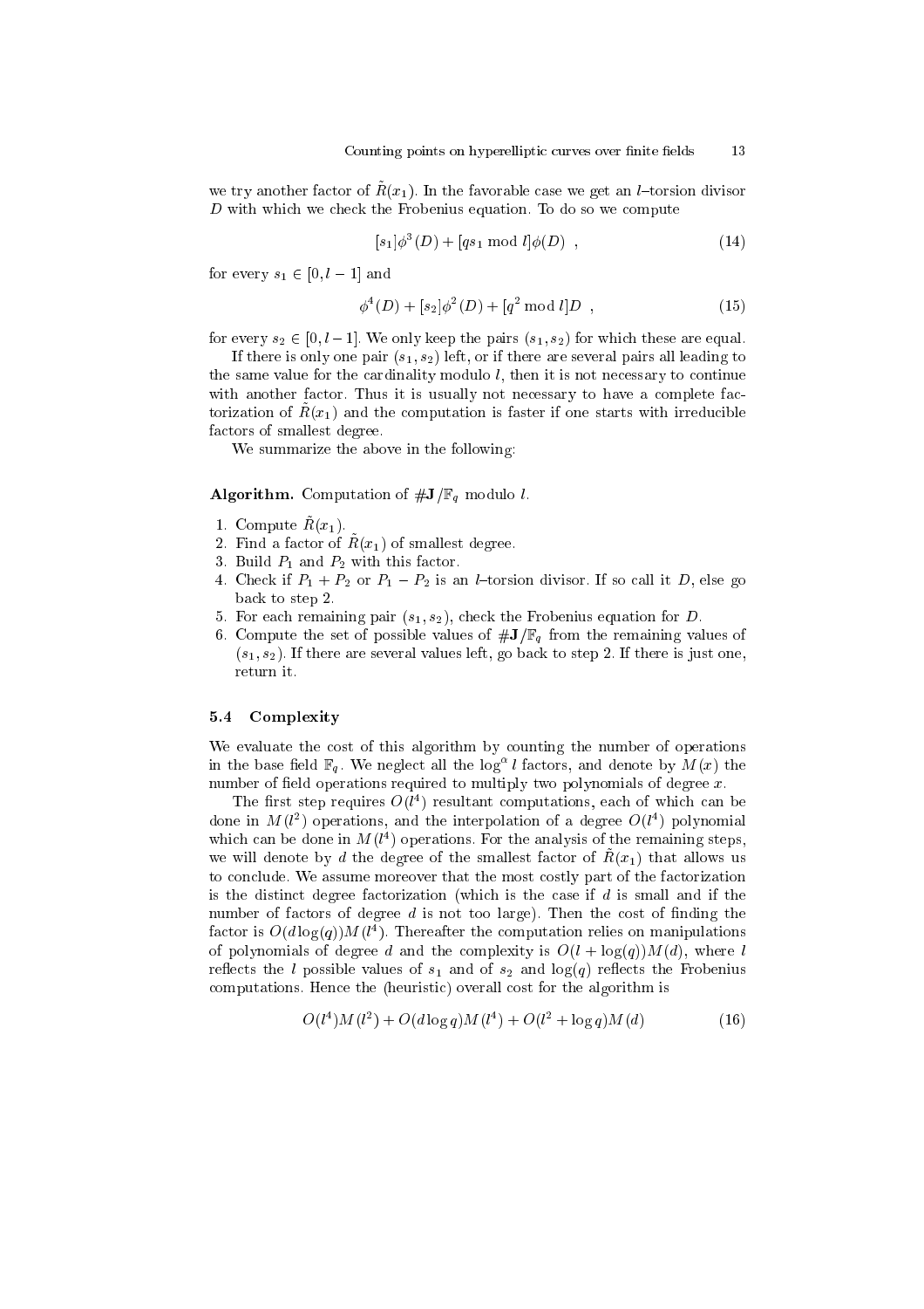we try another factor of $\tilde{R}(x_1)$. In the favorable case we get an $l$–torsion divisor $D$ with which we check the Frobenius equation. To do so we compute

$$[s_1]\phi^3(D) + [qs_1 \bmod l]\phi(D) \ , \tag{14}$$

for every $s_1 \in [0, l-1]$ and

$$\phi^4(D) + [s_2]\phi^2(D) + [q^2 \bmod l]D \ , \tag{15}$$

for every $s_2 \in [0, l-1]$. We only keep the pairs $(s_1, s_2)$ for which these are equal.

If there is only one pair $(s_1, s_2)$ left, or if there are several pairs all leading to the same value for the cardinality modulo $l$, then it is not necessary to continue with another factor. Thus it is usually not necessary to have a complete factorization of $\tilde{R}(x_1)$ and the computation is faster if one starts with irreducible factors of smallest degree.

We summarize the above in the following:

**Algorithm.** Computation of $\#\mathbf{J}/\mathbb{F}_q$ modulo $l$.

1. Compute $\tilde{R}(x_1)$.
2. Find a factor of $\tilde{R}(x_1)$ of smallest degree.
3. Build $P_1$ and $P_2$ with this factor.
4. Check if $P_1 + P_2$ or $P_1 - P_2$ is an $l$–torsion divisor. If so call it $D$, else go back to step 2.
5. For each remaining pair $(s_1, s_2)$, check the Frobenius equation for $D$.
6. Compute the set of possible values of $\#\mathbf{J}/\mathbb{F}_q$ from the remaining values of $(s_1, s_2)$. If there are several values left, go back to step 2. If there is just one, return it.

### 5.4 Complexity

We evaluate the cost of this algorithm by counting the number of operations in the base field $\mathbb{F}_q$. We neglect all the $\log^\alpha l$ factors, and denote by $M(x)$ the number of field operations required to multiply two polynomials of degree $x$.

The first step requires $O(l^4)$ resultant computations, each of which can be done in $M(l^2)$ operations, and the interpolation of a degree $O(l^4)$ polynomial which can be done in $M(l^4)$ operations. For the analysis of the remaining steps, we will denote by $d$ the degree of the smallest factor of $\tilde{R}(x_1)$ that allows us to conclude. We assume moreover that the most costly part of the factorization is the distinct degree factorization (which is the case if $d$ is small and if the number of factors of degree $d$ is not too large). Then the cost of finding the factor is $O(d\log(q))M(l^4)$. Thereafter the computation relies on manipulations of polynomials of degree $d$ and the complexity is $O(l + \log(q))M(d)$, where $l$ reflects the $l$ possible values of $s_1$ and of $s_2$ and $\log(q)$ reflects the Frobenius computations. Hence the (heuristic) overall cost for the algorithm is

$$O(l^4)M(l^2) + O(d\log q)M(l^4) + O(l^2 + \log q)M(d) \tag{16}$$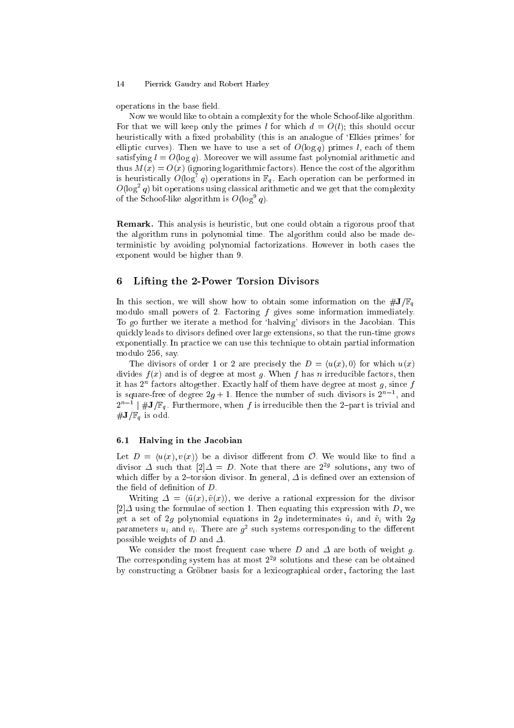operations in the base field.

Now we would like to obtain a complexity for the whole Schoof-like algorithm. For that we will keep only the primes $l$ for which $d = O(l)$; this should occur heuristically with a fixed probability (this is an analogue of 'Elkies primes' for elliptic curves). Then we have to use a set of $O(\log q)$ primes $l$, each of them satisfying $l = O(\log q)$. Moreover we will assume fast polynomial arithmetic and thus $M(x) = O(x)$ (ignoring logarithmic factors). Hence the cost of the algorithm is heuristically $O(\log^7 q)$ operations in $\mathbb{F}_q$. Each operation can be performed in $O(\log^2 q)$ bit operations using classical arithmetic and we get that the complexity of the Schoof-like algorithm is $O(\log^9 q)$.

**Remark.** This analysis is heuristic, but one could obtain a rigorous proof that the algorithm runs in polynomial time. The algorithm could also be made deterministic by avoiding polynomial factorizations. However in both cases the exponent would be higher than 9.

## 6 Lifting the 2-Power Torsion Divisors

In this section, we will show how to obtain some information on the $\#\mathbf{J}/\mathbb{F}_q$ modulo small powers of 2. Factoring $f$ gives some information immediately. To go further we iterate a method for 'halving' divisors in the Jacobian. This quickly leads to divisors defined over large extensions, so that the run-time grows exponentially. In practice we can use this technique to obtain partial information modulo 256, say.

The divisors of order 1 or 2 are precisely the $D = \langle u(x), 0\rangle$ for which $u(x)$ divides $f(x)$ and is of degree at most $g$. When $f$ has $n$ irreducible factors, then it has $2^n$ factors altogether. Exactly half of them have degree at most $g$, since $f$ is square-free of degree $2g+1$. Hence the number of such divisors is $2^{n-1}$, and $2^{n-1} \mid \#\mathbf{J}/\mathbb{F}_q$. Furthermore, when $f$ is irreducible then the 2–part is trivial and $\#\mathbf{J}/\mathbb{F}_q$ is odd.

### 6.1 Halving in the Jacobian

Let $D = \langle u(x), v(x)\rangle$ be a divisor different from $\mathcal{O}$. We would like to find a divisor $\Delta$ such that $[2]\Delta = D$. Note that there are $2^{2g}$ solutions, any two of which differ by a 2–torsion divisor. In general, $\Delta$ is defined over an extension of the field of definition of $D$.

Writing $\Delta = \langle \tilde{u}(x), \tilde{v}(x)\rangle$, we derive a rational expression for the divisor $[2]\Delta$ using the formulae of section 1. Then equating this expression with $D$, we get a set of $2g$ polynomial equations in $2g$ indeterminates $\tilde{u}_i$ and $\tilde{v}_i$ with $2g$ parameters $u_i$ and $v_i$. There are $g^2$ such systems corresponding to the different possible weights of $D$ and $\Delta$.

We consider the most frequent case where $D$ and $\Delta$ are both of weight $g$. The corresponding system has at most $2^{2g}$ solutions and these can be obtained by constructing a Gröbner basis for a lexicographical order, factoring the last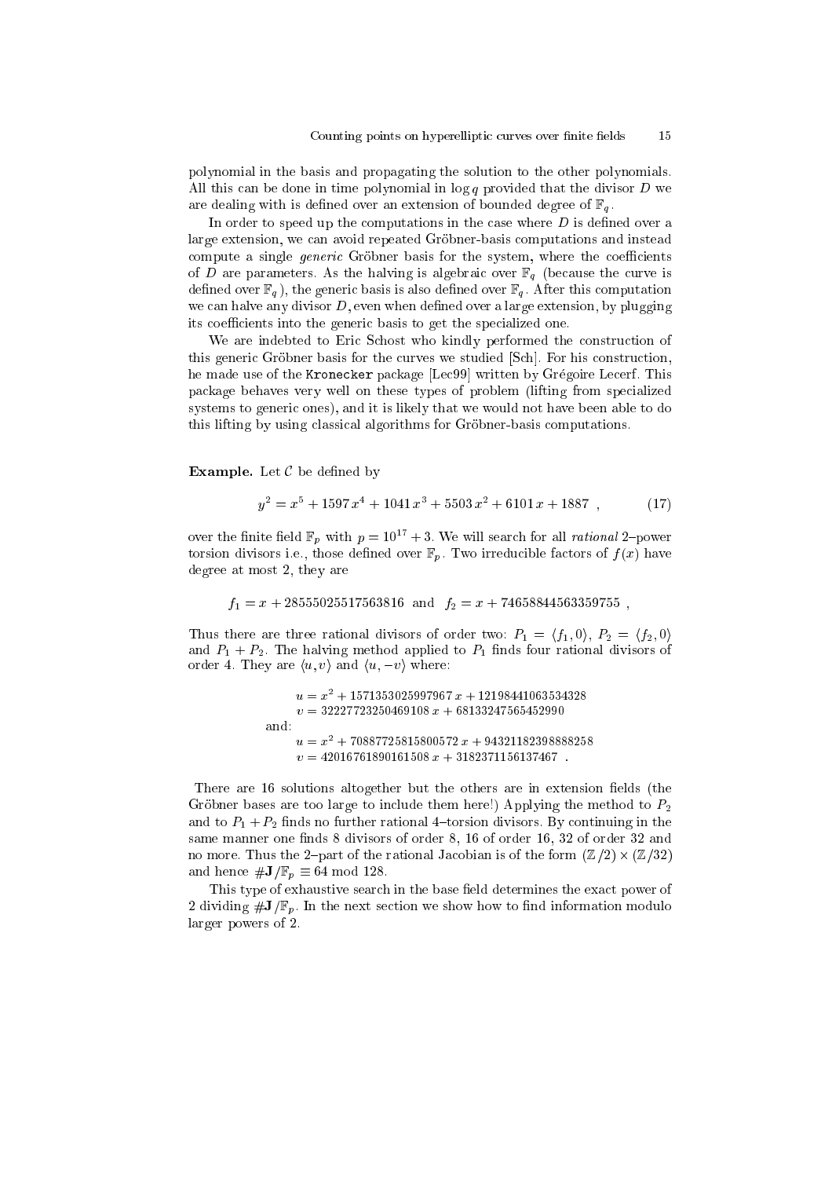polynomial in the basis and propagating the solution to the other polynomials. All this can be done in time polynomial in $\log q$ provided that the divisor $D$ we are dealing with is defined over an extension of bounded degree of $\mathbb{F}_q$.

In order to speed up the computations in the case where $D$ is defined over a large extension, we can avoid repeated Gröbner-basis computations and instead compute a single *generic* Gröbner basis for the system, where the coefficients of $D$ are parameters. As the halving is algebraic over $\mathbb{F}_q$ (because the curve is defined over $\mathbb{F}_q$), the generic basis is also defined over $\mathbb{F}_q$. After this computation we can halve any divisor $D$, even when defined over a large extension, by plugging its coefficients into the generic basis to get the specialized one.

We are indebted to Eric Schost who kindly performed the construction of this generic Gröbner basis for the curves we studied [Sch]. For his construction, he made use of the `Kronecker` package [Lec99] written by Grégoire Lecerf. This package behaves very well on these types of problem (lifting from specialized systems to generic ones), and it is likely that we would not have been able to do this lifting by using classical algorithms for Gröbner-basis computations.

**Example.** Let $\mathcal{C}$ be defined by

$$y^2 = x^5 + 1597\,x^4 + 1041\,x^3 + 5503\,x^2 + 6101\,x + 1887 \ \ , \tag{17}$$

over the finite field $\mathbb{F}_p$ with $p = 10^{17} + 3$. We will search for all *rational* 2–power torsion divisors i.e., those defined over $\mathbb{F}_p$. Two irreducible factors of $f(x)$ have degree at most 2, they are

$$f_1 = x + 28555025517563816 \ \text{ and } \ f_2 = x + 74658844563359755 \ ,$$

Thus there are three rational divisors of order two: $P_1 = \langle f_1, 0\rangle$, $P_2 = \langle f_2, 0\rangle$ and $P_1 + P_2$. The halving method applied to $P_1$ finds four rational divisors of order 4. They are $\langle u, v\rangle$ and $\langle u, -v\rangle$ where:

$$\begin{aligned}
&u = x^2 + 1571353025997967\,x + 12198441063534328\\
&v = 32227723250469108\,x + 68133247565452990\\
\text{and:}&\\
&u = x^2 + 70887725815800572\,x + 94321182398888258\\
&v = 42016761890161508\,x + 3182371156137467 \ .
\end{aligned}$$

There are 16 solutions altogether but the others are in extension fields (the Gröbner bases are too large to include them here!) Applying the method to $P_2$ and to $P_1 + P_2$ finds no further rational 4–torsion divisors. By continuing in the same manner one finds 8 divisors of order 8, 16 of order 16, 32 of order 32 and no more. Thus the 2–part of the rational Jacobian is of the form $(\mathbb{Z}/2) \times (\mathbb{Z}/32)$ and hence $\#\mathbf{J}/\mathbb{F}_p \equiv 64 \bmod 128$.

This type of exhaustive search in the base field determines the exact power of 2 dividing $\#\mathbf{J}/\mathbb{F}_p$. In the next section we show how to find information modulo larger powers of 2.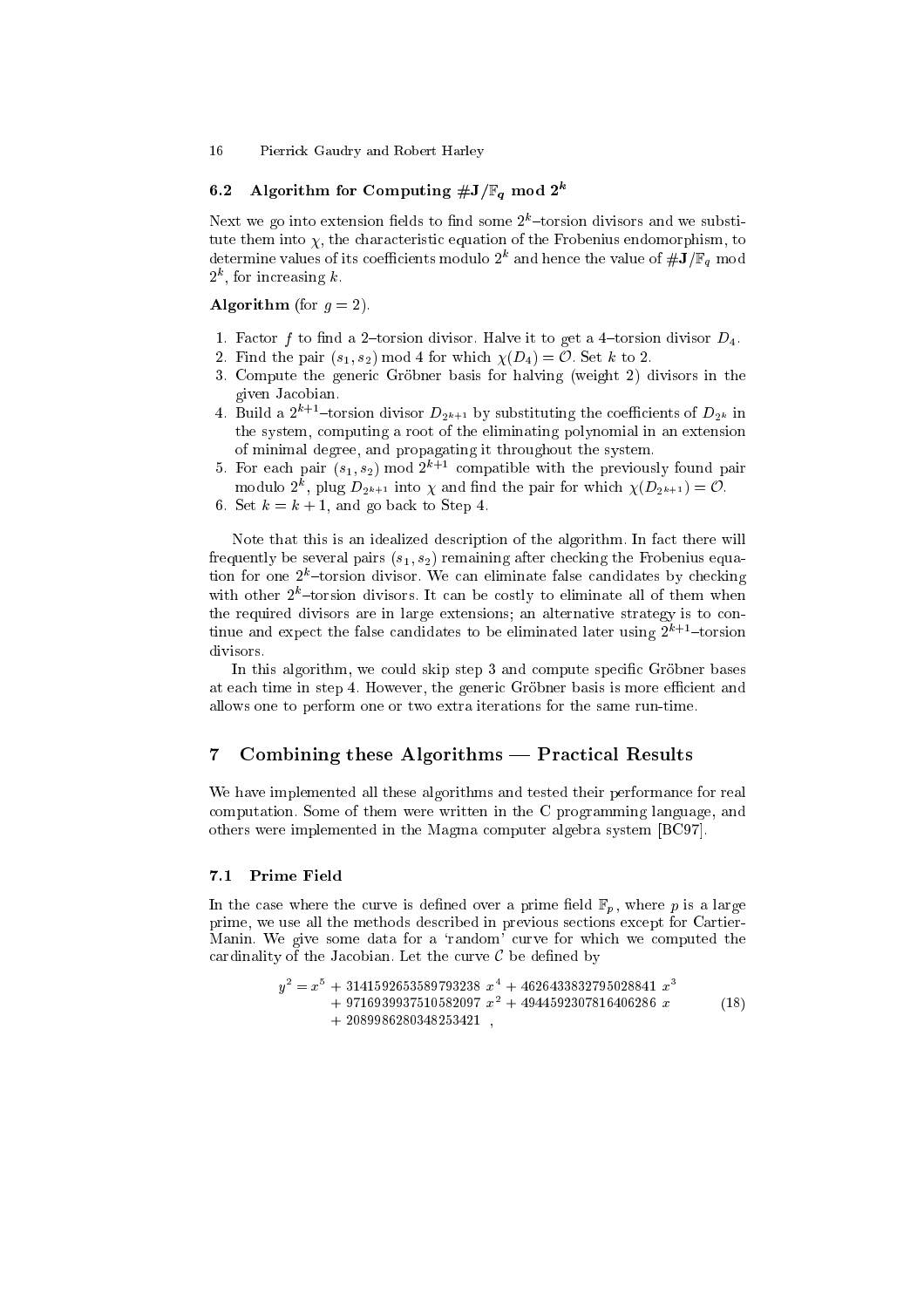### 6.2 Algorithm for Computing $\#\mathbf{J}/\mathbb{F}_q \bmod 2^k$

Next we go into extension fields to find some $2^k$–torsion divisors and we substitute them into $\chi$, the characteristic equation of the Frobenius endomorphism, to determine values of its coefficients modulo $2^k$ and hence the value of $\#\mathbf{J}/\mathbb{F}_q$ mod $2^k$, for increasing $k$.

**Algorithm** (for $g = 2$).

1. Factor $f$ to find a 2–torsion divisor. Halve it to get a 4–torsion divisor $D_4$.
2. Find the pair $(s_1, s_2)$ mod 4 for which $\chi(D_4) = \mathcal{O}$. Set $k$ to 2.
3. Compute the generic Gröbner basis for halving (weight 2) divisors in the given Jacobian.
4. Build a $2^{k+1}$–torsion divisor $D_{2^{k+1}}$ by substituting the coefficients of $D_{2^k}$ in the system, computing a root of the eliminating polynomial in an extension of minimal degree, and propagating it throughout the system.
5. For each pair $(s_1, s_2)$ mod $2^{k+1}$ compatible with the previously found pair modulo $2^k$, plug $D_{2^{k+1}}$ into $\chi$ and find the pair for which $\chi(D_{2^{k+1}}) = \mathcal{O}$.
6. Set $k = k + 1$, and go back to Step 4.

Note that this is an idealized description of the algorithm. In fact there will frequently be several pairs $(s_1, s_2)$ remaining after checking the Frobenius equation for one $2^k$–torsion divisor. We can eliminate false candidates by checking with other $2^k$–torsion divisors. It can be costly to eliminate all of them when the required divisors are in large extensions; an alternative strategy is to continue and expect the false candidates to be eliminated later using $2^{k+1}$–torsion divisors.

In this algorithm, we could skip step 3 and compute specific Gröbner bases at each time in step 4. However, the generic Gröbner basis is more efficient and allows one to perform one or two extra iterations for the same run-time.

## 7 Combining these Algorithms — Practical Results

We have implemented all these algorithms and tested their performance for real computation. Some of them were written in the C programming language, and others were implemented in the Magma computer algebra system [BC97].

### 7.1 Prime Field

In the case where the curve is defined over a prime field $\mathbb{F}_p$, where $p$ is a large prime, we use all the methods described in previous sections except for Cartier-Manin. We give some data for a 'random' curve for which we computed the cardinality of the Jacobian. Let the curve $\mathcal{C}$ be defined by

$$
\begin{aligned}
y^2 = x^5 &+ 3141592653589793238\ x^4 + 4626433832795028841\ x^3 \\
&+ 9716939937510582097\ x^2 + 4944592307816406286\ x \\
&+ 2089986280348253421\ ,
\end{aligned}
\tag{18}
$$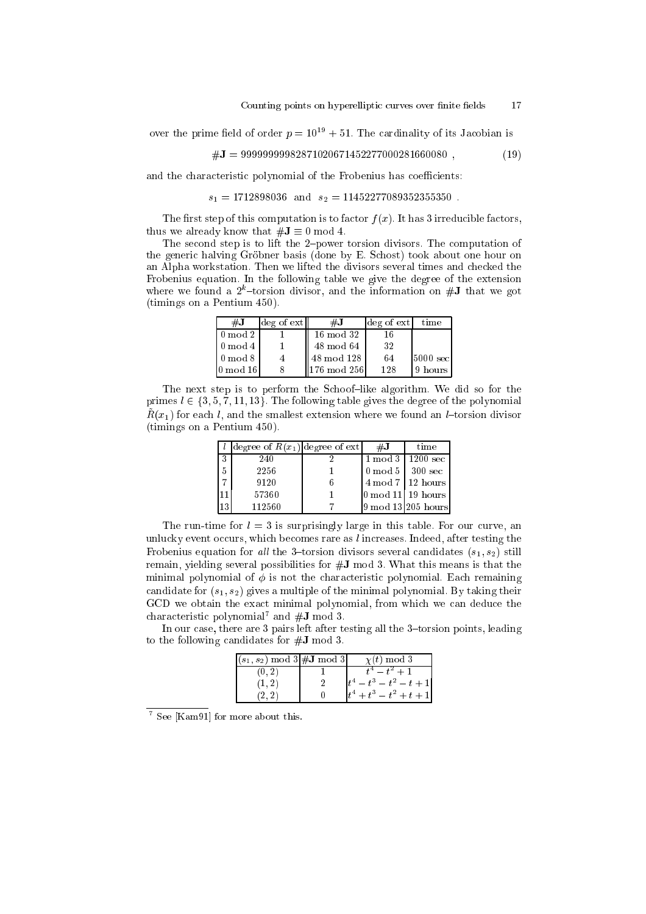over the prime field of order $p = 10^{19} + 51$. The cardinality of its Jacobian is

$$\#\mathbf{J} = 99999999982871020671452277000281660080 \ , \tag{19}$$

and the characteristic polynomial of the Frobenius has coefficients:

$$s_1 = 1712898036 \ \text{ and } \ s_2 = 11452277089352355350 \ .$$

The first step of this computation is to factor $f(x)$. It has 3 irreducible factors, thus we already know that $\#\mathbf{J} \equiv 0 \bmod 4$.

The second step is to lift the 2–power torsion divisors. The computation of the generic halving Gröbner basis (done by E. Schost) took about one hour on an Alpha workstation. Then we lifted the divisors several times and checked the Frobenius equation. In the following table we give the degree of the extension where we found a $2^k$–torsion divisor, and the information on $\#\mathbf{J}$ that we got (timings on a Pentium 450).

| $\#\mathbf{J}$ | deg of ext | $\#\mathbf{J}$ | deg of ext | time |
|---|---|---|---|---|
| 0 mod 2 | 1 | 16 mod 32 | 16 | |
| 0 mod 4 | 1 | 48 mod 64 | 32 | |
| 0 mod 8 | 4 | 48 mod 128 | 64 | 5000 sec |
| 0 mod 16 | 8 | 176 mod 256 | 128 | 9 hours |

The next step is to perform the Schoof–like algorithm. We did so for the primes $l \in \{3, 5, 7, 11, 13\}$. The following table gives the degree of the polynomial $\tilde{R}(x_1)$ for each $l$, and the smallest extension where we found an $l$–torsion divisor (timings on a Pentium 450).

| $l$ | degree of $\tilde{R}(x_1)$ | degree of ext | $\#\mathbf{J}$ | time |
|---|---|---|---|---|
| 3 | 240 | 2 | 1 mod 3 | 1200 sec |
| 5 | 2256 | 1 | 0 mod 5 | 300 sec |
| 7 | 9120 | 6 | 4 mod 7 | 12 hours |
| 11 | 57360 | 1 | 0 mod 11 | 19 hours |
| 13 | 112560 | 7 | 9 mod 13 | 205 hours |

The run-time for $l = 3$ is surprisingly large in this table. For our curve, an unlucky event occurs, which becomes rare as $l$ increases. Indeed, after testing the Frobenius equation for *all* the 3–torsion divisors several candidates $(s_1, s_2)$ still remain, yielding several possibilities for $\#\mathbf{J} \bmod 3$. What this means is that the minimal polynomial of $\phi$ is not the characteristic polynomial. Each remaining candidate for $(s_1, s_2)$ gives a multiple of the minimal polynomial. By taking their GCD we obtain the exact minimal polynomial, from which we can deduce the characteristic polynomial[7] and $\#\mathbf{J} \bmod 3$.

In our case, there are 3 pairs left after testing all the 3–torsion points, leading to the following candidates for $\#\mathbf{J} \bmod 3$.

| $(s_1, s_2) \bmod 3$ | $\#\mathbf{J} \bmod 3$ | $\chi(t) \bmod 3$ |
|---|---|---|
| $(0, 2)$ | 1 | $t^4 - t^2 + 1$ |
| $(1, 2)$ | 2 | $t^4 - t^3 - t^2 - t + 1$ |
| $(2, 2)$ | 0 | $t^4 + t^3 - t^2 + t + 1$ |

[7] See [Kam91] for more about this.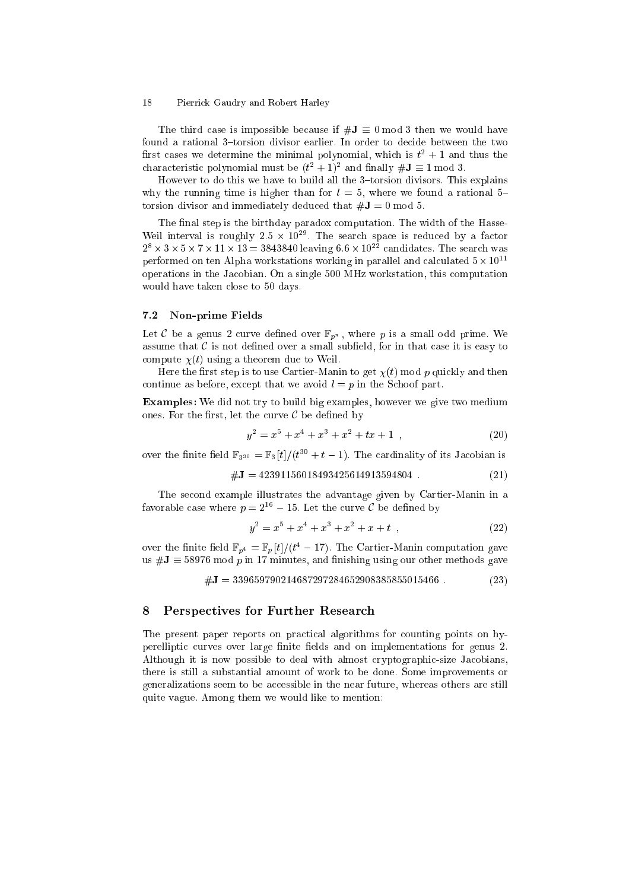The third case is impossible because if $\#\mathbf{J} \equiv 0 \bmod 3$ then we would have found a rational 3–torsion divisor earlier. In order to decide between the two first cases we determine the minimal polynomial, which is $t^2+1$ and thus the characteristic polynomial must be $(t^2+1)^2$ and finally $\#\mathbf{J} \equiv 1 \bmod 3$.

However to do this we have to build all the 3–torsion divisors. This explains why the running time is higher than for $l = 5$, where we found a rational 5–torsion divisor and immediately deduced that $\#\mathbf{J} = 0 \bmod 5$.

The final step is the birthday paradox computation. The width of the Hasse-Weil interval is roughly $2.5 \times 10^{29}$. The search space is reduced by a factor $2^8 \times 3 \times 5 \times 7 \times 11 \times 13 = 3843840$ leaving $6.6 \times 10^{22}$ candidates. The search was performed on ten Alpha workstations working in parallel and calculated $5 \times 10^{11}$ operations in the Jacobian. On a single 500 MHz workstation, this computation would have taken close to 50 days.

### 7.2 Non-prime Fields

Let $\mathcal{C}$ be a genus 2 curve defined over $\mathbb{F}_{p^n}$, where $p$ is a small odd prime. We assume that $\mathcal{C}$ is not defined over a small subfield, for in that case it is easy to compute $\chi(t)$ using a theorem due to Weil.

Here the first step is to use Cartier-Manin to get $\chi(t) \bmod p$ quickly and then continue as before, except that we avoid $l = p$ in the Schoof part.

**Examples:** We did not try to build big examples, however we give two medium ones. For the first, let the curve $\mathcal{C}$ be defined by

$$y^2 = x^5 + x^4 + x^3 + x^2 + tx + 1 \ , \tag{20}$$

over the finite field $\mathbb{F}_{3^{30}} = \mathbb{F}_3[t]/(t^{30} + t - 1)$. The cardinality of its Jacobian is

$$\#\mathbf{J} = 42391156018493425614913594804 \ . \tag{21}$$

The second example illustrates the advantage given by Cartier-Manin in a favorable case where $p = 2^{16} - 15$. Let the curve $\mathcal{C}$ be defined by

$$y^2 = x^5 + x^4 + x^3 + x^2 + x + t \ , \tag{22}$$

over the finite field $\mathbb{F}_{p^4} = \mathbb{F}_p[t]/(t^4 - 17)$. The Cartier-Manin computation gave us $\#\mathbf{J} \equiv 58976 \bmod p$ in 17 minutes, and finishing using our other methods gave

$$\#\mathbf{J} = 339659790214687297284652908385855015466 \ . \tag{23}$$

## 8 Perspectives for Further Research

The present paper reports on practical algorithms for counting points on hyperelliptic curves over large finite fields and on implementations for genus 2. Although it is now possible to deal with almost cryptographic-size Jacobians, there is still a substantial amount of work to be done. Some improvements or generalizations seem to be accessible in the near future, whereas others are still quite vague. Among them we would like to mention: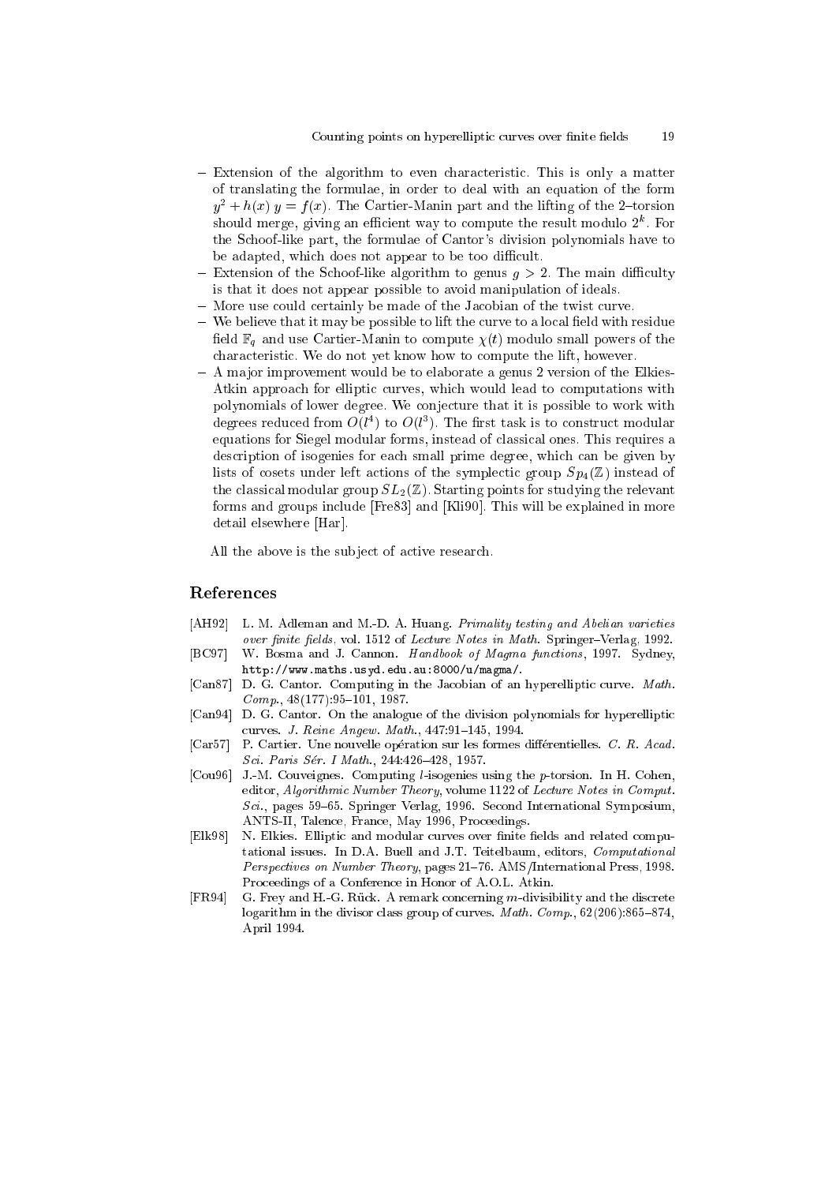- Extension of the algorithm to even characteristic. This is only a matter of translating the formulae, in order to deal with an equation of the form $y^2 + h(x)\, y = f(x)$. The Cartier-Manin part and the lifting of the 2–torsion should merge, giving an efficient way to compute the result modulo $2^k$. For the Schoof-like part, the formulae of Cantor's division polynomials have to be adapted, which does not appear to be too difficult.
- Extension of the Schoof-like algorithm to genus $g > 2$. The main difficulty is that it does not appear possible to avoid manipulation of ideals.
- More use could certainly be made of the Jacobian of the twist curve.
- We believe that it may be possible to lift the curve to a local field with residue field $\mathbb{F}_q$ and use Cartier-Manin to compute $\chi(t)$ modulo small powers of the characteristic. We do not yet know how to compute the lift, however.
- A major improvement would be to elaborate a genus 2 version of the Elkies-Atkin approach for elliptic curves, which would lead to computations with polynomials of lower degree. We conjecture that it is possible to work with degrees reduced from $O(l^4)$ to $O(l^3)$. The first task is to construct modular equations for Siegel modular forms, instead of classical ones. This requires a description of isogenies for each small prime degree, which can be given by lists of cosets under left actions of the symplectic group $Sp_4(\mathbb{Z})$ instead of the classical modular group $SL_2(\mathbb{Z})$. Starting points for studying the relevant forms and groups include [Fre83] and [Kli90]. This will be explained in more detail elsewhere [Har].

All the above is the subject of active research.

## References

[AH92] L. M. Adleman and M.-D. A. Huang. *Primality testing and Abelian varieties over finite fields*, vol. 1512 of *Lecture Notes in Math.* Springer–Verlag, 1992.

[BC97] W. Bosma and J. Cannon. *Handbook of Magma functions*, 1997. Sydney, `http://www.maths.usyd.edu.au:8000/u/magma/`.

[Can87] D. G. Cantor. Computing in the Jacobian of an hyperelliptic curve. *Math. Comp.*, 48(177):95–101, 1987.

[Can94] D. G. Cantor. On the analogue of the division polynomials for hyperelliptic curves. *J. Reine Angew. Math.*, 447:91–145, 1994.

[Car57] P. Cartier. Une nouvelle opération sur les formes différentielles. *C. R. Acad. Sci. Paris Sér. I Math.*, 244:426–428, 1957.

[Cou96] J.-M. Couveignes. Computing $l$-isogenies using the $p$-torsion. In H. Cohen, editor, *Algorithmic Number Theory*, volume 1122 of *Lecture Notes in Comput. Sci.*, pages 59–65. Springer Verlag, 1996. Second International Symposium, ANTS-II, Talence, France, May 1996, Proceedings.

[Elk98] N. Elkies. Elliptic and modular curves over finite fields and related computational issues. In D.A. Buell and J.T. Teitelbaum, editors, *Computational Perspectives on Number Theory*, pages 21–76. AMS/International Press, 1998. Proceedings of a Conference in Honor of A.O.L. Atkin.

[FR94] G. Frey and H.-G. Rück. A remark concerning $m$-divisibility and the discrete logarithm in the divisor class group of curves. *Math. Comp.*, 62(206):865–874, April 1994.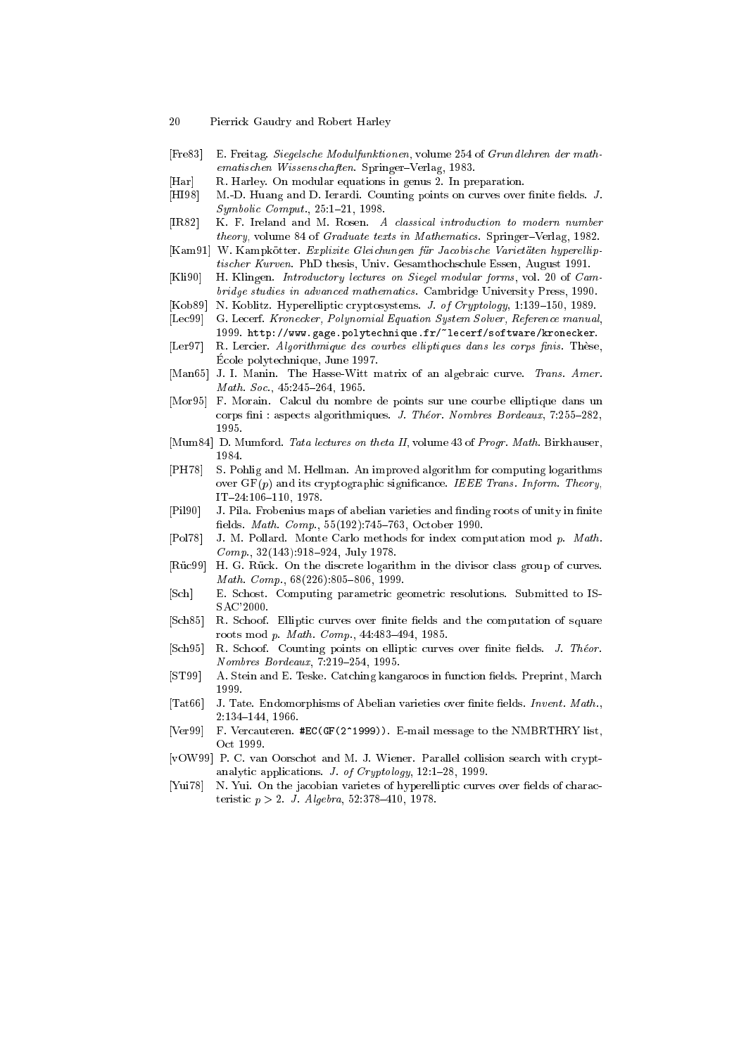[Fre83] E. Freitag. *Siegelsche Modulfunktionen*, volume 254 of *Grundlehren der mathematischen Wissenschaften*. Springer–Verlag, 1983.

[Har] R. Harley. On modular equations in genus 2. In preparation.

[HI98] M.-D. Huang and D. Ierardi. Counting points on curves over finite fields. *J. Symbolic Comput.*, 25:1–21, 1998.

[IR82] K. F. Ireland and M. Rosen. *A classical introduction to modern number theory*, volume 84 of *Graduate texts in Mathematics*. Springer–Verlag, 1982.

[Kam91] W. Kampkötter. *Explizite Gleichungen für Jacobische Varietäten hyperelliptischer Kurven*. PhD thesis, Univ. Gesamthochschule Essen, August 1991.

[Kli90] H. Klingen. *Introductory lectures on Siegel modular forms*, vol. 20 of *Cambridge studies in advanced mathematics*. Cambridge University Press, 1990.

[Kob89] N. Koblitz. Hyperelliptic cryptosystems. *J. of Cryptology*, 1:139–150, 1989.

[Lec99] G. Lecerf. *Kronecker, Polynomial Equation System Solver, Reference manual*, 1999. `http://www.gage.polytechnique.fr/~lecerf/software/kronecker`.

[Ler97] R. Lercier. *Algorithmique des courbes elliptiques dans les corps finis*. Thèse, École polytechnique, June 1997.

[Man65] J. I. Manin. The Hasse-Witt matrix of an algebraic curve. *Trans. Amer. Math. Soc.*, 45:245–264, 1965.

[Mor95] F. Morain. Calcul du nombre de points sur une courbe elliptique dans un corps fini : aspects algorithmiques. *J. Théor. Nombres Bordeaux*, 7:255–282, 1995.

[Mum84] D. Mumford. *Tata lectures on theta II*, volume 43 of *Progr. Math.* Birkhauser, 1984.

[PH78] S. Pohlig and M. Hellman. An improved algorithm for computing logarithms over GF($p$) and its cryptographic significance. *IEEE Trans. Inform. Theory*, IT–24:106–110, 1978.

[Pil90] J. Pila. Frobenius maps of abelian varieties and finding roots of unity in finite fields. *Math. Comp.*, 55(192):745–763, October 1990.

[Pol78] J. M. Pollard. Monte Carlo methods for index computation mod $p$. *Math. Comp.*, 32(143):918–924, July 1978.

[Rüc99] H. G. Rück. On the discrete logarithm in the divisor class group of curves. *Math. Comp.*, 68(226):805–806, 1999.

[Sch] E. Schost. Computing parametric geometric resolutions. Submitted to ISSAC'2000.

[Sch85] R. Schoof. Elliptic curves over finite fields and the computation of square roots mod $p$. *Math. Comp.*, 44:483–494, 1985.

[Sch95] R. Schoof. Counting points on elliptic curves over finite fields. *J. Théor. Nombres Bordeaux*, 7:219–254, 1995.

[ST99] A. Stein and E. Teske. Catching kangaroos in function fields. Preprint, March 1999.

[Tat66] J. Tate. Endomorphisms of Abelian varieties over finite fields. *Invent. Math.*, 2:134–144, 1966.

[Ver99] F. Vercauteren. `#EC(GF(2^1999))`. E-mail message to the NMBRTHRY list, Oct 1999.

[vOW99] P. C. van Oorschot and M. J. Wiener. Parallel collision search with cryptanalytic applications. *J. of Cryptology*, 12:1–28, 1999.

[Yui78] N. Yui. On the jacobian varietes of hyperelliptic curves over fields of characteristic $p > 2$. *J. Algebra*, 52:378–410, 1978.